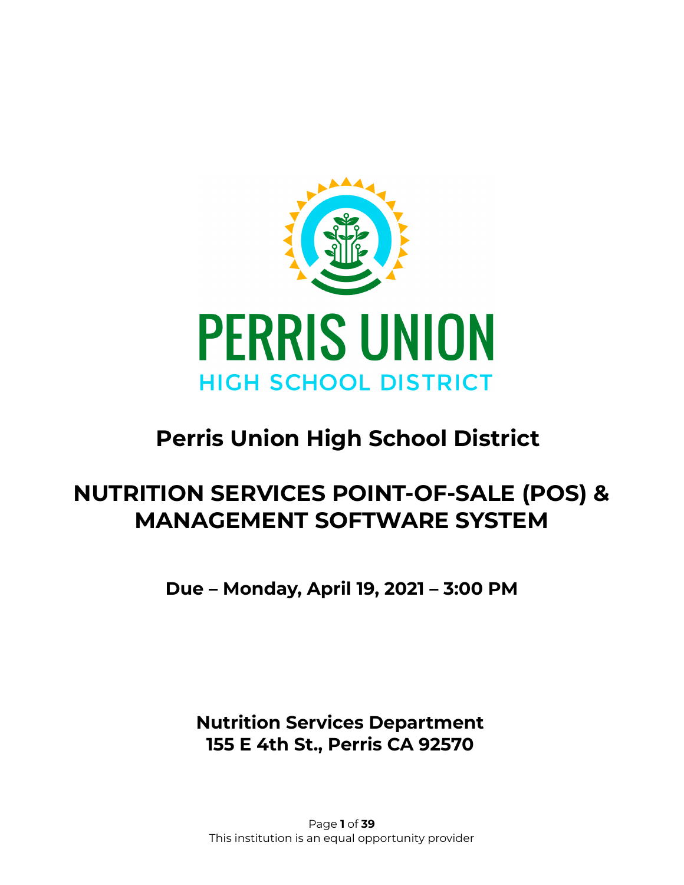PERRIS UNION

HIGH SCHOOL DISTRICT

# Perris Union High School District

# NUTRITION SERVICES POINT-OF-SALE (POS) & MANAGEMENT SOFTWARE SYSTEM

**Due – Monday, April 19, 2021 – 3:00 PM**

**Nutrition Services Department**
**155 E 4th St., Perris CA 92570**

This institution is an equal opportunity provider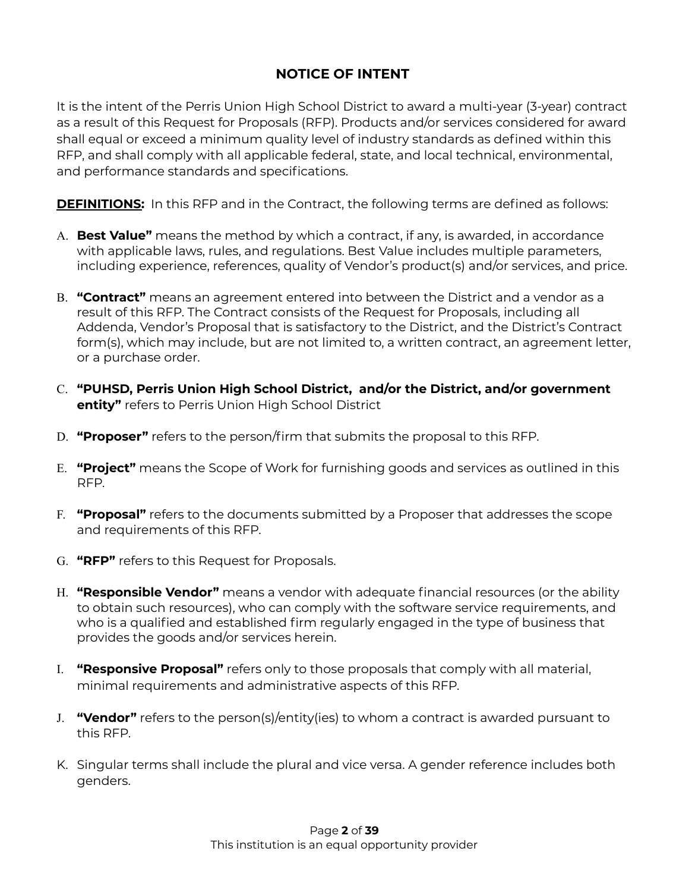## NOTICE OF INTENT

It is the intent of the Perris Union High School District to award a multi-year (3-year) contract as a result of this Request for Proposals (RFP). Products and/or services considered for award shall equal or exceed a minimum quality level of industry standards as defined within this RFP, and shall comply with all applicable federal, state, and local technical, environmental, and performance standards and specifications.

**DEFINITIONS:** In this RFP and in the Contract, the following terms are defined as follows:

A. **Best Value"** means the method by which a contract, if any, is awarded, in accordance with applicable laws, rules, and regulations. Best Value includes multiple parameters, including experience, references, quality of Vendor's product(s) and/or services, and price.

B. **"Contract"** means an agreement entered into between the District and a vendor as a result of this RFP. The Contract consists of the Request for Proposals, including all Addenda, Vendor's Proposal that is satisfactory to the District, and the District's Contract form(s), which may include, but are not limited to, a written contract, an agreement letter, or a purchase order.

C. **"PUHSD, Perris Union High School District, and/or the District, and/or government entity"** refers to Perris Union High School District

D. **"Proposer"** refers to the person/firm that submits the proposal to this RFP.

E. **"Project"** means the Scope of Work for furnishing goods and services as outlined in this RFP.

F. **"Proposal"** refers to the documents submitted by a Proposer that addresses the scope and requirements of this RFP.

G. **"RFP"** refers to this Request for Proposals.

H. **"Responsible Vendor"** means a vendor with adequate financial resources (or the ability to obtain such resources), who can comply with the software service requirements, and who is a qualified and established firm regularly engaged in the type of business that provides the goods and/or services herein.

I. **"Responsive Proposal"** refers only to those proposals that comply with all material, minimal requirements and administrative aspects of this RFP.

J. **"Vendor"** refers to the person(s)/entity(ies) to whom a contract is awarded pursuant to this RFP.

K. Singular terms shall include the plural and vice versa. A gender reference includes both genders.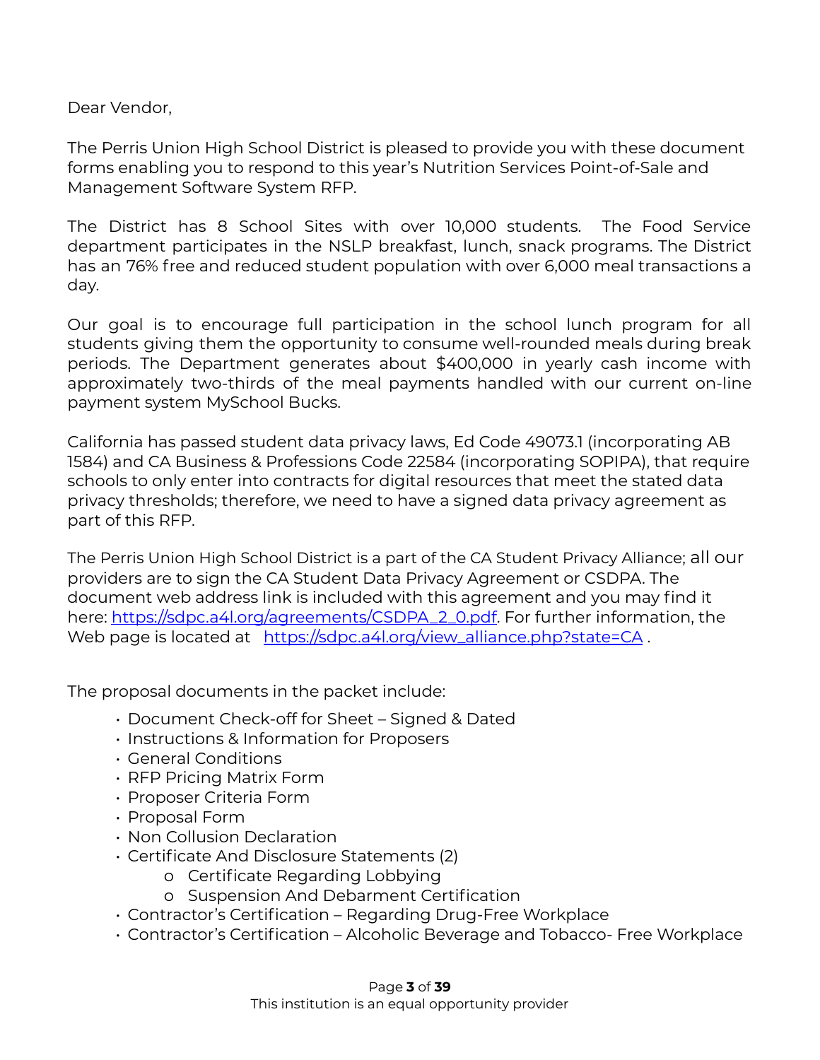Dear Vendor,

The Perris Union High School District is pleased to provide you with these document forms enabling you to respond to this year's Nutrition Services Point-of-Sale and Management Software System RFP.

The District has 8 School Sites with over 10,000 students. The Food Service department participates in the NSLP breakfast, lunch, snack programs. The District has an 76% free and reduced student population with over 6,000 meal transactions a day.

Our goal is to encourage full participation in the school lunch program for all students giving them the opportunity to consume well-rounded meals during break periods. The Department generates about $400,000 in yearly cash income with approximately two-thirds of the meal payments handled with our current on-line payment system MySchool Bucks.

California has passed student data privacy laws, Ed Code 49073.1 (incorporating AB 1584) and CA Business & Professions Code 22584 (incorporating SOPIPA), that require schools to only enter into contracts for digital resources that meet the stated data privacy thresholds; therefore, we need to have a signed data privacy agreement as part of this RFP.

The Perris Union High School District is a part of the CA Student Privacy Alliance; all our providers are to sign the CA Student Data Privacy Agreement or CSDPA. The document web address link is included with this agreement and you may find it here: [https://sdpc.a4l.org/agreements/CSDPA_2_0.pdf](https://sdpc.a4l.org/agreements/CSDPA_2_0.pdf). For further information, the Web page is located at [https://sdpc.a4l.org/view_alliance.php?state=CA](https://sdpc.a4l.org/view_alliance.php?state=CA) .

The proposal documents in the packet include:

- Document Check-off for Sheet – Signed & Dated
- Instructions & Information for Proposers
- General Conditions
- RFP Pricing Matrix Form
- Proposer Criteria Form
- Proposal Form
- Non Collusion Declaration
- Certificate And Disclosure Statements (2)
  - Certificate Regarding Lobbying
  - Suspension And Debarment Certification
- Contractor's Certification – Regarding Drug-Free Workplace
- Contractor's Certification – Alcoholic Beverage and Tobacco- Free Workplace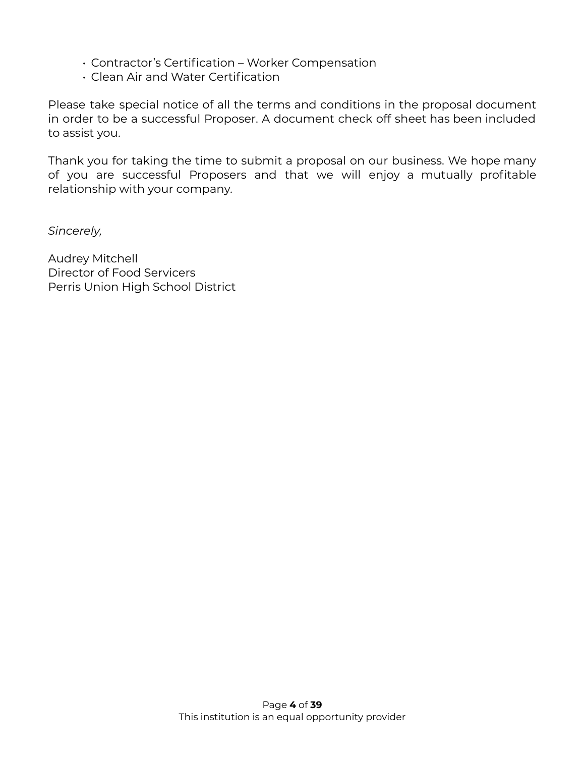- Contractor's Certification – Worker Compensation
- Clean Air and Water Certification

Please take special notice of all the terms and conditions in the proposal document in order to be a successful Proposer. A document check off sheet has been included to assist you.

Thank you for taking the time to submit a proposal on our business. We hope many of you are successful Proposers and that we will enjoy a mutually profitable relationship with your company.

*Sincerely,*

Audrey Mitchell
Director of Food Servicers
Perris Union High School District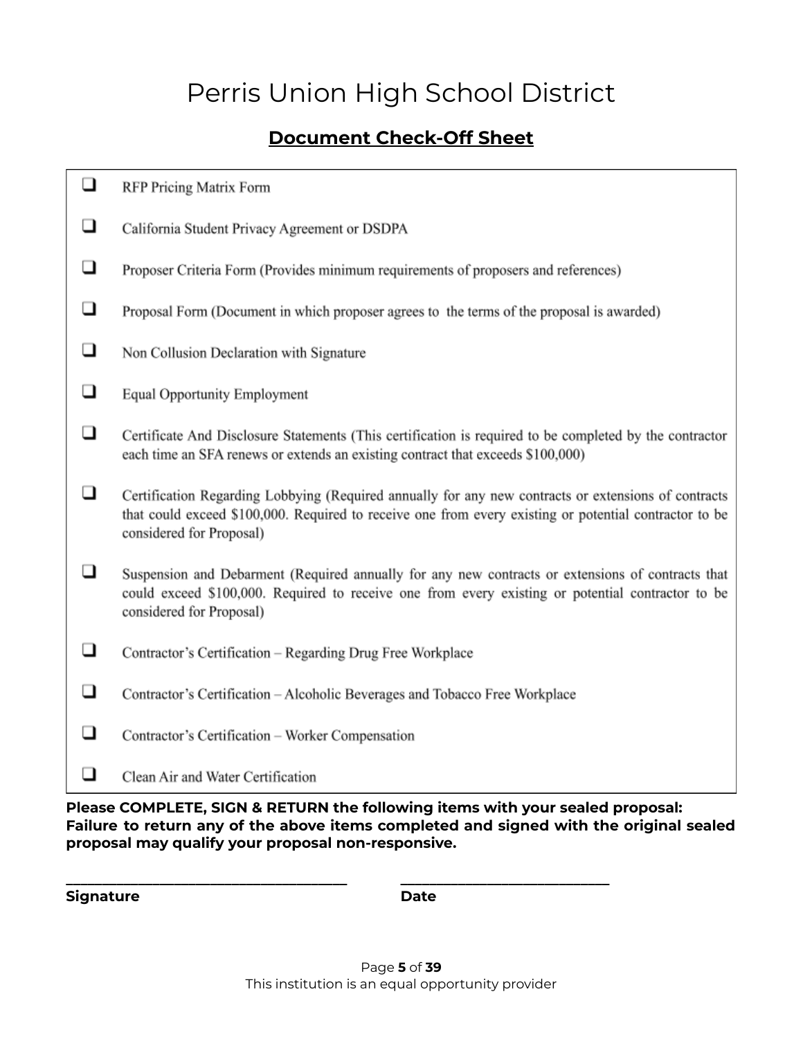# Perris Union High School District

## Document Check-Off Sheet

- ☐ RFP Pricing Matrix Form
- ☐ California Student Privacy Agreement or DSDPA
- ☐ Proposer Criteria Form (Provides minimum requirements of proposers and references)
- ☐ Proposal Form (Document in which proposer agrees to the terms of the proposal is awarded)
- ☐ Non Collusion Declaration with Signature
- ☐ Equal Opportunity Employment
- ☐ Certificate And Disclosure Statements (This certification is required to be completed by the contractor each time an SFA renews or extends an existing contract that exceeds $100,000)
- ☐ Certification Regarding Lobbying (Required annually for any new contracts or extensions of contracts that could exceed $100,000. Required to receive one from every existing or potential contractor to be considered for Proposal)
- ☐ Suspension and Debarment (Required annually for any new contracts or extensions of contracts that could exceed $100,000. Required to receive one from every existing or potential contractor to be considered for Proposal)
- ☐ Contractor's Certification – Regarding Drug Free Workplace
- ☐ Contractor's Certification – Alcoholic Beverages and Tobacco Free Workplace
- ☐ Contractor's Certification – Worker Compensation
- ☐ Clean Air and Water Certification

**Please COMPLETE, SIGN & RETURN the following items with your sealed proposal: Failure to return any of the above items completed and signed with the original sealed proposal may qualify your proposal non-responsive.**

\_\_\_\_\_\_\_\_\_\_\_\_\_\_\_\_\_\_\_\_\_\_\_\_\_\_\_\_\_\_\_\_\_\_\_\_ \_\_\_\_\_\_\_\_\_\_\_\_\_\_\_\_\_\_\_\_\_\_\_\_\_\_\_

**Signature** **Date**

This institution is an equal opportunity provider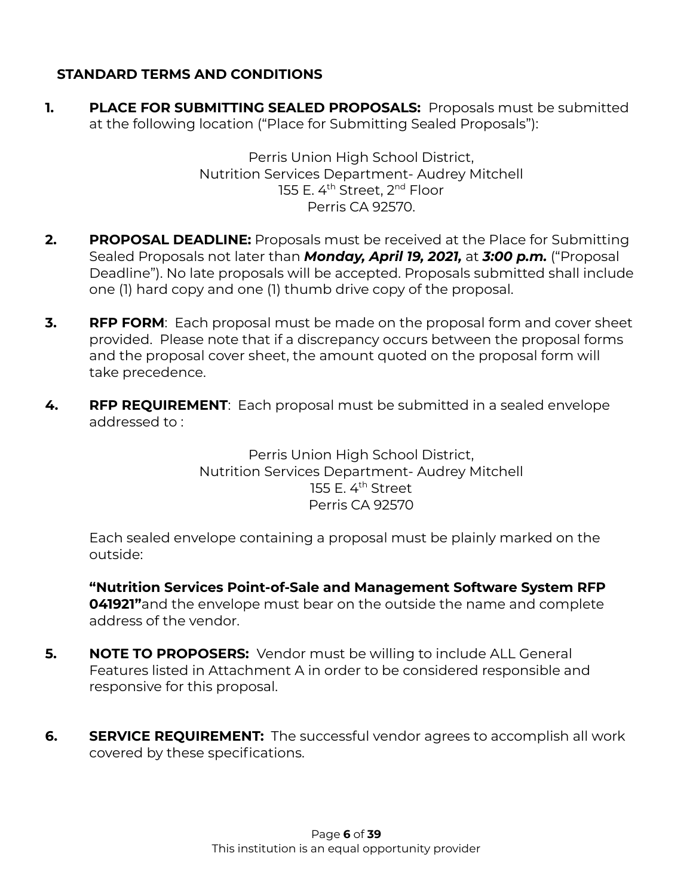## STANDARD TERMS AND CONDITIONS

**1. PLACE FOR SUBMITTING SEALED PROPOSALS:** Proposals must be submitted at the following location ("Place for Submitting Sealed Proposals"):

Perris Union High School District,
Nutrition Services Department- Audrey Mitchell
155 E. 4th Street, 2nd Floor
Perris CA 92570.

**2. PROPOSAL DEADLINE:** Proposals must be received at the Place for Submitting Sealed Proposals not later than ***Monday, April 19, 2021,*** at ***3:00 p.m.*** ("Proposal Deadline"). No late proposals will be accepted. Proposals submitted shall include one (1) hard copy and one (1) thumb drive copy of the proposal.

**3. RFP FORM**: Each proposal must be made on the proposal form and cover sheet provided. Please note that if a discrepancy occurs between the proposal forms and the proposal cover sheet, the amount quoted on the proposal form will take precedence.

**4. RFP REQUIREMENT**: Each proposal must be submitted in a sealed envelope addressed to :

Perris Union High School District,
Nutrition Services Department- Audrey Mitchell
155 E. 4th Street
Perris CA 92570

Each sealed envelope containing a proposal must be plainly marked on the outside:

**"Nutrition Services Point-of-Sale and Management Software System RFP 041921"**and the envelope must bear on the outside the name and complete address of the vendor.

**5. NOTE TO PROPOSERS:** Vendor must be willing to include ALL General Features listed in Attachment A in order to be considered responsible and responsive for this proposal.

**6. SERVICE REQUIREMENT:** The successful vendor agrees to accomplish all work covered by these specifications.

This institution is an equal opportunity provider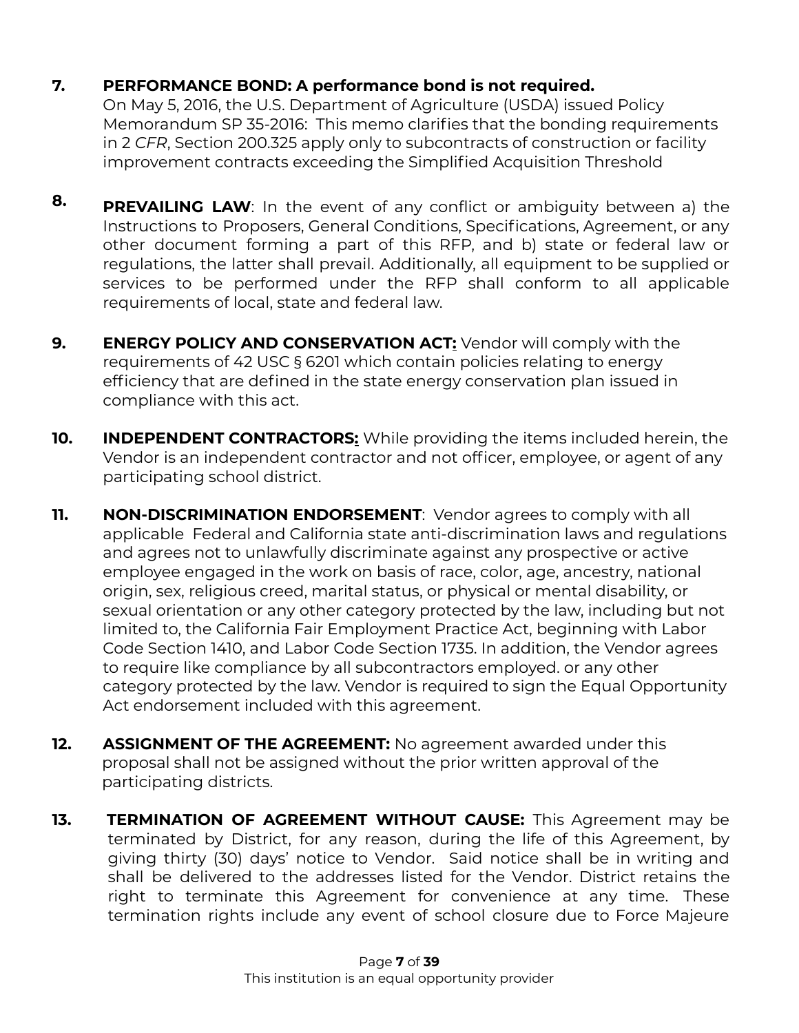7. **PERFORMANCE BOND: A performance bond is not required.**
   On May 5, 2016, the U.S. Department of Agriculture (USDA) issued Policy Memorandum SP 35-2016: This memo clarifies that the bonding requirements in 2 *CFR*, Section 200.325 apply only to subcontracts of construction or facility improvement contracts exceeding the Simplified Acquisition Threshold

8. **PREVAILING LAW**: In the event of any conflict or ambiguity between a) the Instructions to Proposers, General Conditions, Specifications, Agreement, or any other document forming a part of this RFP, and b) state or federal law or regulations, the latter shall prevail. Additionally, all equipment to be supplied or services to be performed under the RFP shall conform to all applicable requirements of local, state and federal law.

9. **ENERGY POLICY AND CONSERVATION ACT:** Vendor will comply with the requirements of 42 USC § 6201 which contain policies relating to energy efficiency that are defined in the state energy conservation plan issued in compliance with this act.

10. **INDEPENDENT CONTRACTORS:** While providing the items included herein, the Vendor is an independent contractor and not officer, employee, or agent of any participating school district.

11. **NON-DISCRIMINATION ENDORSEMENT**: Vendor agrees to comply with all applicable Federal and California state anti-discrimination laws and regulations and agrees not to unlawfully discriminate against any prospective or active employee engaged in the work on basis of race, color, age, ancestry, national origin, sex, religious creed, marital status, or physical or mental disability, or sexual orientation or any other category protected by the law, including but not limited to, the California Fair Employment Practice Act, beginning with Labor Code Section 1410, and Labor Code Section 1735. In addition, the Vendor agrees to require like compliance by all subcontractors employed. or any other category protected by the law. Vendor is required to sign the Equal Opportunity Act endorsement included with this agreement.

12. **ASSIGNMENT OF THE AGREEMENT:** No agreement awarded under this proposal shall not be assigned without the prior written approval of the participating districts.

13. **TERMINATION OF AGREEMENT WITHOUT CAUSE:** This Agreement may be terminated by District, for any reason, during the life of this Agreement, by giving thirty (30) days' notice to Vendor. Said notice shall be in writing and shall be delivered to the addresses listed for the Vendor. District retains the right to terminate this Agreement for convenience at any time. These termination rights include any event of school closure due to Force Majeure

This institution is an equal opportunity provider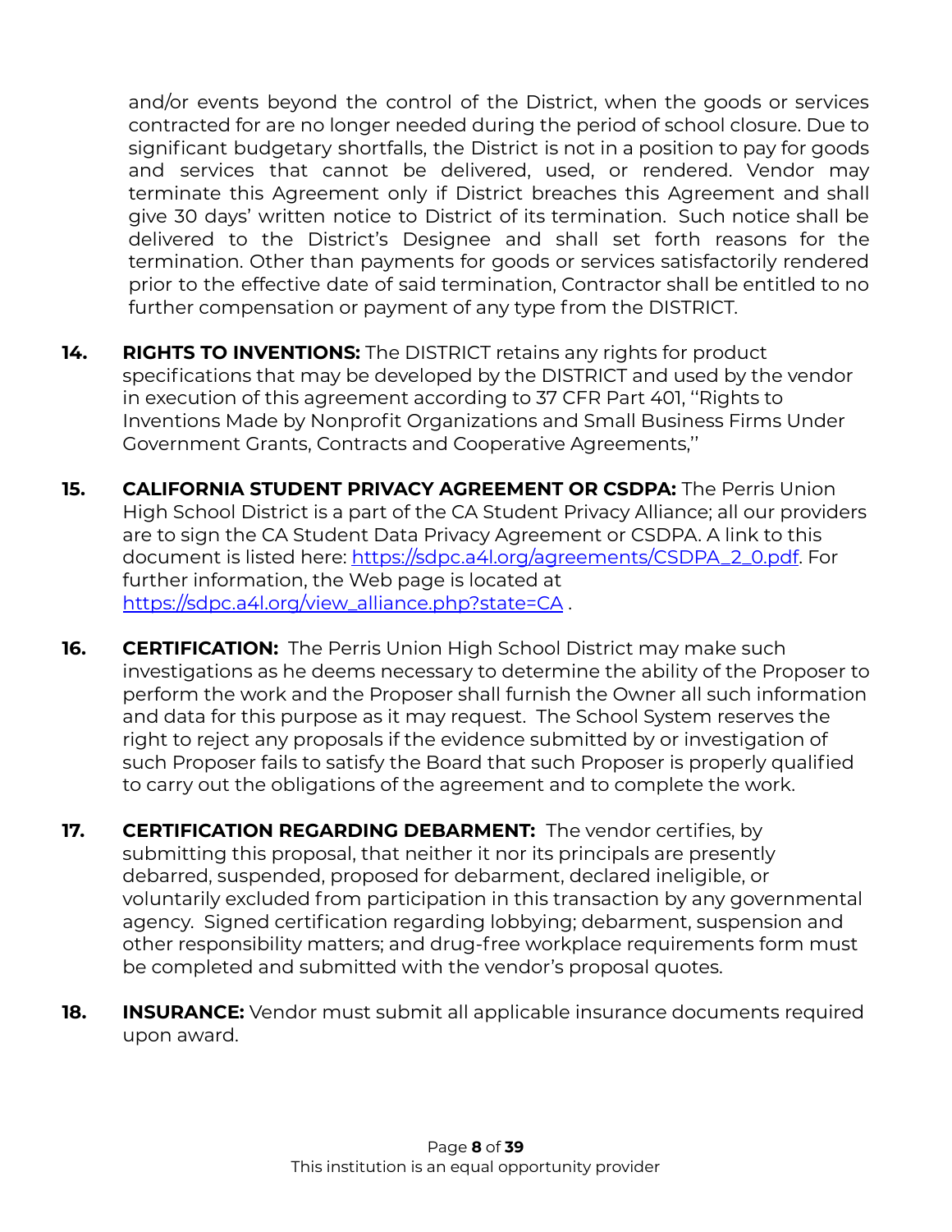and/or events beyond the control of the District, when the goods or services contracted for are no longer needed during the period of school closure. Due to significant budgetary shortfalls, the District is not in a position to pay for goods and services that cannot be delivered, used, or rendered. Vendor may terminate this Agreement only if District breaches this Agreement and shall give 30 days' written notice to District of its termination. Such notice shall be delivered to the District's Designee and shall set forth reasons for the termination. Other than payments for goods or services satisfactorily rendered prior to the effective date of said termination, Contractor shall be entitled to no further compensation or payment of any type from the DISTRICT.

14. **RIGHTS TO INVENTIONS:** The DISTRICT retains any rights for product specifications that may be developed by the DISTRICT and used by the vendor in execution of this agreement according to 37 CFR Part 401, ''Rights to Inventions Made by Nonprofit Organizations and Small Business Firms Under Government Grants, Contracts and Cooperative Agreements,''

15. **CALIFORNIA STUDENT PRIVACY AGREEMENT OR CSDPA:** The Perris Union High School District is a part of the CA Student Privacy Alliance; all our providers are to sign the CA Student Data Privacy Agreement or CSDPA. A link to this document is listed here: [https://sdpc.a4l.org/agreements/CSDPA_2_0.pdf](https://sdpc.a4l.org/agreements/CSDPA_2_0.pdf). For further information, the Web page is located at [https://sdpc.a4l.org/view_alliance.php?state=CA](https://sdpc.a4l.org/view_alliance.php?state=CA) .

16. **CERTIFICATION:** The Perris Union High School District may make such investigations as he deems necessary to determine the ability of the Proposer to perform the work and the Proposer shall furnish the Owner all such information and data for this purpose as it may request. The School System reserves the right to reject any proposals if the evidence submitted by or investigation of such Proposer fails to satisfy the Board that such Proposer is properly qualified to carry out the obligations of the agreement and to complete the work.

17. **CERTIFICATION REGARDING DEBARMENT:** The vendor certifies, by submitting this proposal, that neither it nor its principals are presently debarred, suspended, proposed for debarment, declared ineligible, or voluntarily excluded from participation in this transaction by any governmental agency. Signed certification regarding lobbying; debarment, suspension and other responsibility matters; and drug-free workplace requirements form must be completed and submitted with the vendor's proposal quotes.

18. **INSURANCE:** Vendor must submit all applicable insurance documents required upon award.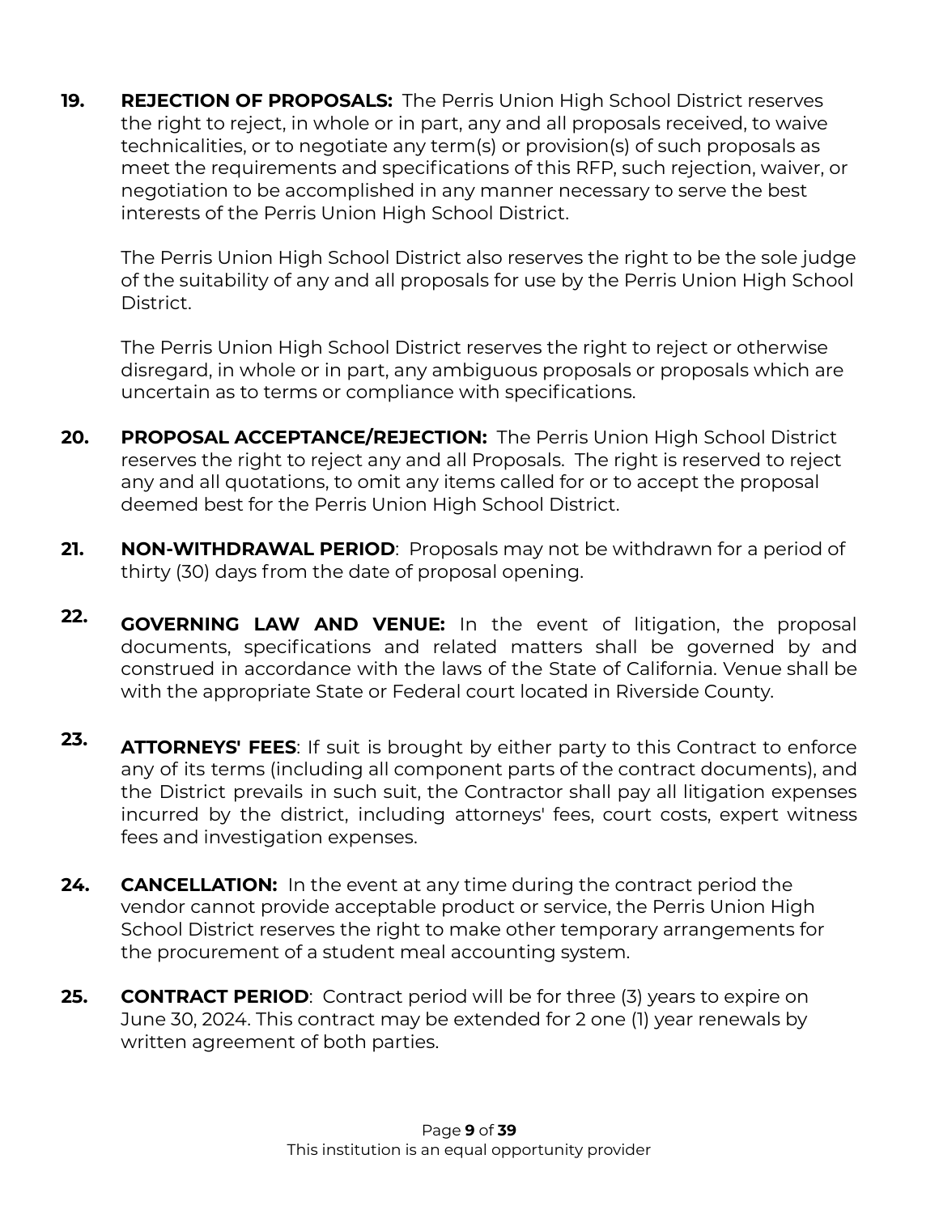**19. REJECTION OF PROPOSALS:** The Perris Union High School District reserves the right to reject, in whole or in part, any and all proposals received, to waive technicalities, or to negotiate any term(s) or provision(s) of such proposals as meet the requirements and specifications of this RFP, such rejection, waiver, or negotiation to be accomplished in any manner necessary to serve the best interests of the Perris Union High School District.

The Perris Union High School District also reserves the right to be the sole judge of the suitability of any and all proposals for use by the Perris Union High School District.

The Perris Union High School District reserves the right to reject or otherwise disregard, in whole or in part, any ambiguous proposals or proposals which are uncertain as to terms or compliance with specifications.

**20. PROPOSAL ACCEPTANCE/REJECTION:** The Perris Union High School District reserves the right to reject any and all Proposals. The right is reserved to reject any and all quotations, to omit any items called for or to accept the proposal deemed best for the Perris Union High School District.

**21. NON-WITHDRAWAL PERIOD**: Proposals may not be withdrawn for a period of thirty (30) days from the date of proposal opening.

**22. GOVERNING LAW AND VENUE:** In the event of litigation, the proposal documents, specifications and related matters shall be governed by and construed in accordance with the laws of the State of California. Venue shall be with the appropriate State or Federal court located in Riverside County.

**23. ATTORNEYS' FEES**: If suit is brought by either party to this Contract to enforce any of its terms (including all component parts of the contract documents), and the District prevails in such suit, the Contractor shall pay all litigation expenses incurred by the district, including attorneys' fees, court costs, expert witness fees and investigation expenses.

**24. CANCELLATION:** In the event at any time during the contract period the vendor cannot provide acceptable product or service, the Perris Union High School District reserves the right to make other temporary arrangements for the procurement of a student meal accounting system.

**25. CONTRACT PERIOD**: Contract period will be for three (3) years to expire on June 30, 2024. This contract may be extended for 2 one (1) year renewals by written agreement of both parties.

This institution is an equal opportunity provider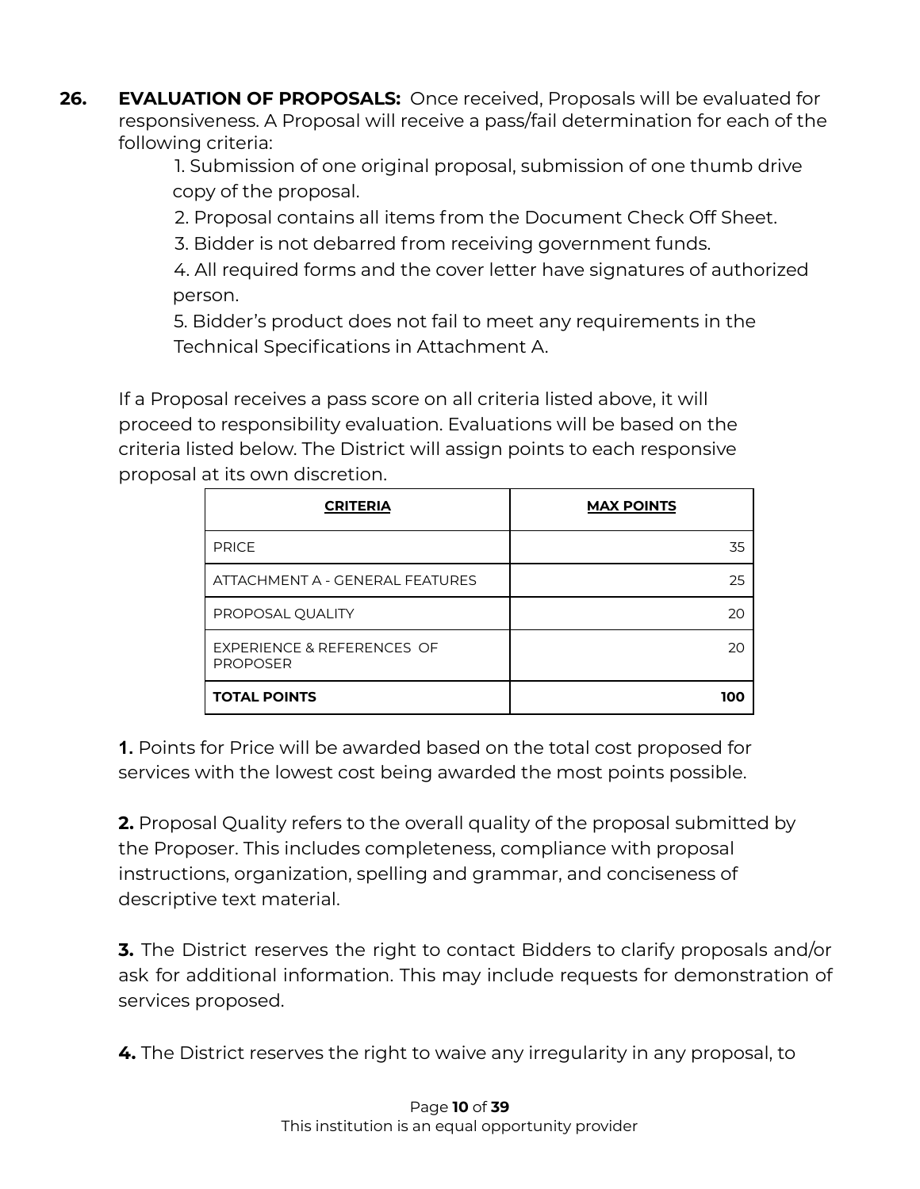**26. EVALUATION OF PROPOSALS:** Once received, Proposals will be evaluated for responsiveness. A Proposal will receive a pass/fail determination for each of the following criteria:

1. Submission of one original proposal, submission of one thumb drive copy of the proposal.
2. Proposal contains all items from the Document Check Off Sheet.
3. Bidder is not debarred from receiving government funds.
4. All required forms and the cover letter have signatures of authorized person.
5. Bidder's product does not fail to meet any requirements in the Technical Specifications in Attachment A.

If a Proposal receives a pass score on all criteria listed above, it will proceed to responsibility evaluation. Evaluations will be based on the criteria listed below. The District will assign points to each responsive proposal at its own discretion.

| CRITERIA | MAX POINTS |
| --- | --- |
| PRICE | 35 |
| ATTACHMENT A - GENERAL FEATURES | 25 |
| PROPOSAL QUALITY | 20 |
| EXPERIENCE & REFERENCES OF PROPOSER | 20 |
| **TOTAL POINTS** | **100** |

**1.** Points for Price will be awarded based on the total cost proposed for services with the lowest cost being awarded the most points possible.

**2.** Proposal Quality refers to the overall quality of the proposal submitted by the Proposer. This includes completeness, compliance with proposal instructions, organization, spelling and grammar, and conciseness of descriptive text material.

**3.** The District reserves the right to contact Bidders to clarify proposals and/or ask for additional information. This may include requests for demonstration of services proposed.

**4.** The District reserves the right to waive any irregularity in any proposal, to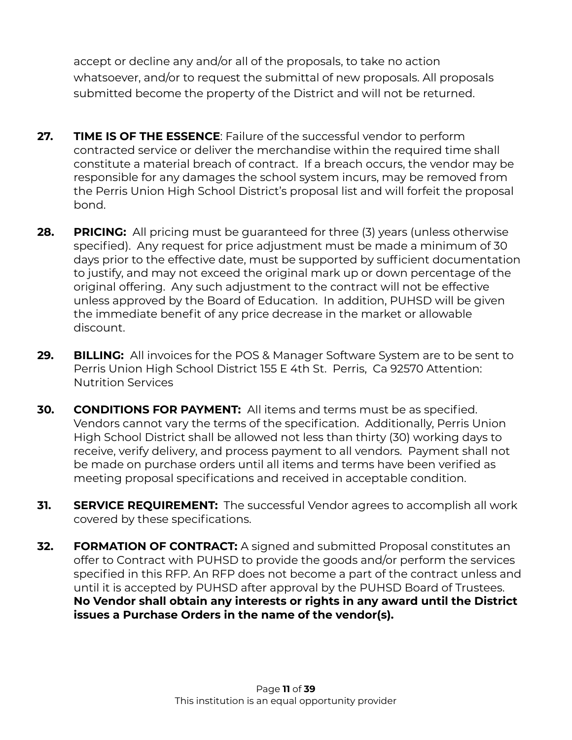accept or decline any and/or all of the proposals, to take no action whatsoever, and/or to request the submittal of new proposals. All proposals submitted become the property of the District and will not be returned.

27. **TIME IS OF THE ESSENCE**: Failure of the successful vendor to perform contracted service or deliver the merchandise within the required time shall constitute a material breach of contract. If a breach occurs, the vendor may be responsible for any damages the school system incurs, may be removed from the Perris Union High School District's proposal list and will forfeit the proposal bond.

28. **PRICING:** All pricing must be guaranteed for three (3) years (unless otherwise specified). Any request for price adjustment must be made a minimum of 30 days prior to the effective date, must be supported by sufficient documentation to justify, and may not exceed the original mark up or down percentage of the original offering. Any such adjustment to the contract will not be effective unless approved by the Board of Education. In addition, PUHSD will be given the immediate benefit of any price decrease in the market or allowable discount.

29. **BILLING:** All invoices for the POS & Manager Software System are to be sent to Perris Union High School District 155 E 4th St. Perris, Ca 92570 Attention: Nutrition Services

30. **CONDITIONS FOR PAYMENT:** All items and terms must be as specified. Vendors cannot vary the terms of the specification. Additionally, Perris Union High School District shall be allowed not less than thirty (30) working days to receive, verify delivery, and process payment to all vendors. Payment shall not be made on purchase orders until all items and terms have been verified as meeting proposal specifications and received in acceptable condition.

31. **SERVICE REQUIREMENT:** The successful Vendor agrees to accomplish all work covered by these specifications.

32. **FORMATION OF CONTRACT:** A signed and submitted Proposal constitutes an offer to Contract with PUHSD to provide the goods and/or perform the services specified in this RFP. An RFP does not become a part of the contract unless and until it is accepted by PUHSD after approval by the PUHSD Board of Trustees. **No Vendor shall obtain any interests or rights in any award until the District issues a Purchase Orders in the name of the vendor(s).**

This institution is an equal opportunity provider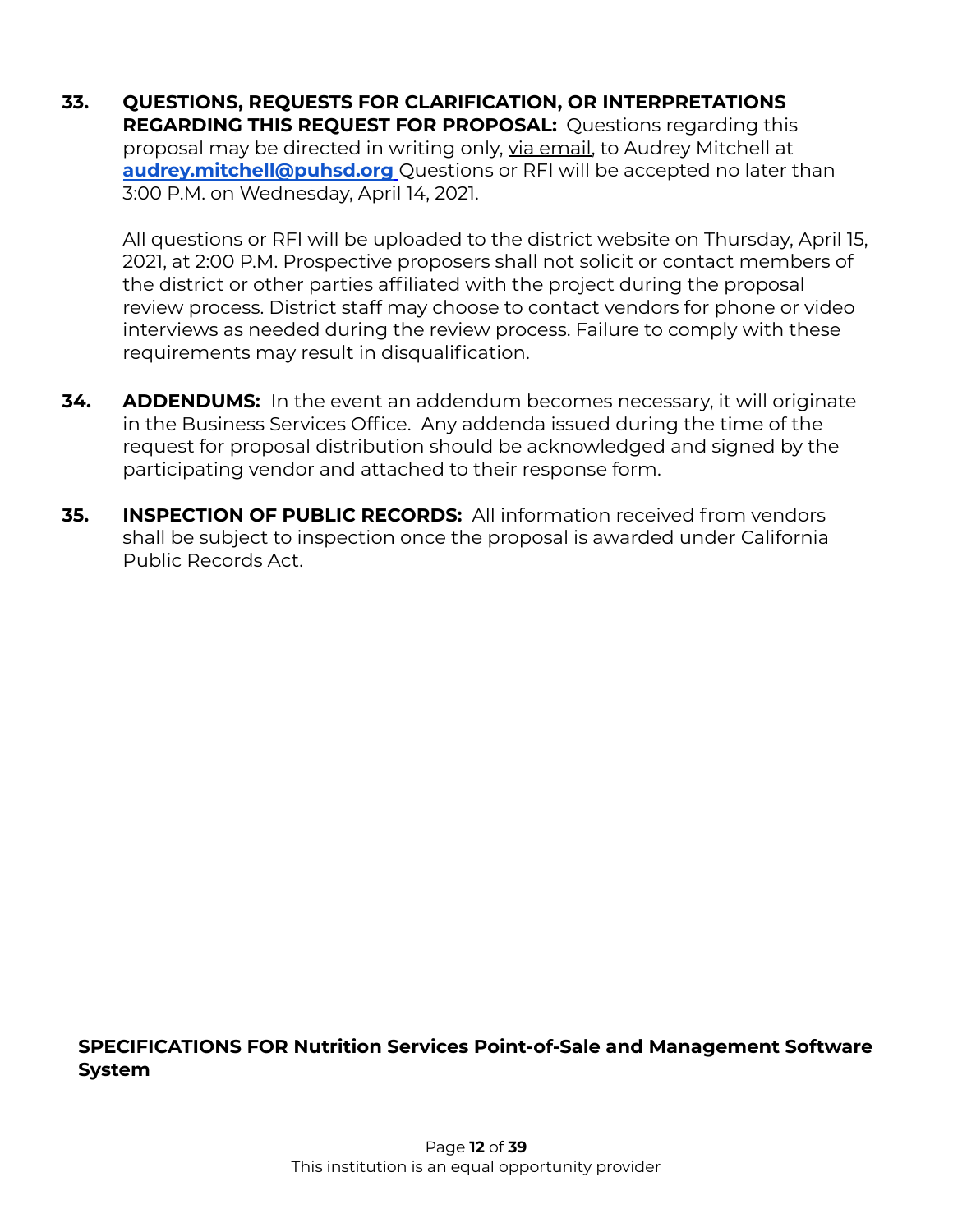**33. QUESTIONS, REQUESTS FOR CLARIFICATION, OR INTERPRETATIONS REGARDING THIS REQUEST FOR PROPOSAL:** Questions regarding this proposal may be directed in writing only, via email, to Audrey Mitchell at **audrey.mitchell@puhsd.org** Questions or RFI will be accepted no later than 3:00 P.M. on Wednesday, April 14, 2021.

All questions or RFI will be uploaded to the district website on Thursday, April 15, 2021, at 2:00 P.M. Prospective proposers shall not solicit or contact members of the district or other parties affiliated with the project during the proposal review process. District staff may choose to contact vendors for phone or video interviews as needed during the review process. Failure to comply with these requirements may result in disqualification.

**34. ADDENDUMS:** In the event an addendum becomes necessary, it will originate in the Business Services Office. Any addenda issued during the time of the request for proposal distribution should be acknowledged and signed by the participating vendor and attached to their response form.

**35. INSPECTION OF PUBLIC RECORDS:** All information received from vendors shall be subject to inspection once the proposal is awarded under California Public Records Act.

**SPECIFICATIONS FOR Nutrition Services Point-of-Sale and Management Software System**

This institution is an equal opportunity provider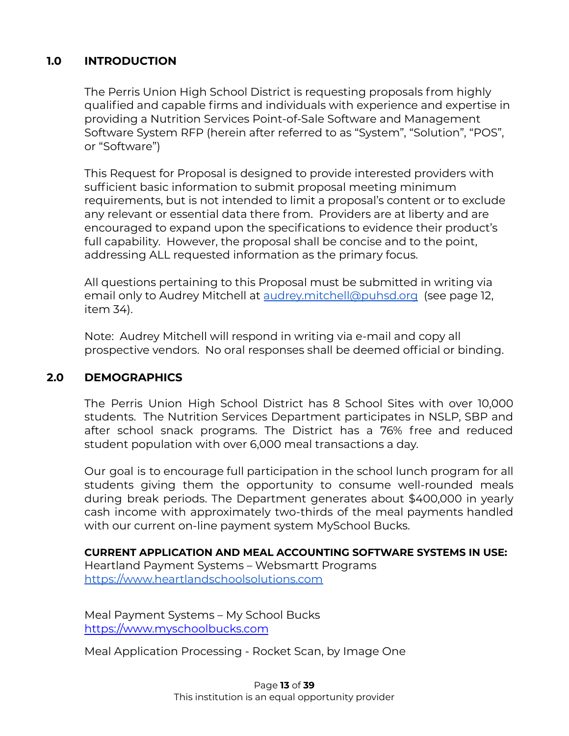## 1.0 INTRODUCTION

The Perris Union High School District is requesting proposals from highly qualified and capable firms and individuals with experience and expertise in providing a Nutrition Services Point-of-Sale Software and Management Software System RFP (herein after referred to as "System", "Solution", "POS", or "Software")

This Request for Proposal is designed to provide interested providers with sufficient basic information to submit proposal meeting minimum requirements, but is not intended to limit a proposal's content or to exclude any relevant or essential data there from. Providers are at liberty and are encouraged to expand upon the specifications to evidence their product's full capability. However, the proposal shall be concise and to the point, addressing ALL requested information as the primary focus.

All questions pertaining to this Proposal must be submitted in writing via email only to Audrey Mitchell at [audrey.mitchell@puhsd.org](mailto:audrey.mitchell@puhsd.org) (see page 12, item 34).

Note: Audrey Mitchell will respond in writing via e-mail and copy all prospective vendors. No oral responses shall be deemed official or binding.

## 2.0 DEMOGRAPHICS

The Perris Union High School District has 8 School Sites with over 10,000 students. The Nutrition Services Department participates in NSLP, SBP and after school snack programs. The District has a 76% free and reduced student population with over 6,000 meal transactions a day.

Our goal is to encourage full participation in the school lunch program for all students giving them the opportunity to consume well-rounded meals during break periods. The Department generates about $400,000 in yearly cash income with approximately two-thirds of the meal payments handled with our current on-line payment system MySchool Bucks.

**CURRENT APPLICATION AND MEAL ACCOUNTING SOFTWARE SYSTEMS IN USE:**
Heartland Payment Systems – Websmartt Programs
[https://www.heartlandschoolsolutions.com](https://www.heartlandschoolsolutions.com)

Meal Payment Systems – My School Bucks
[https://www.myschoolbucks.com](https://www.myschoolbucks.com)

Meal Application Processing - Rocket Scan, by Image One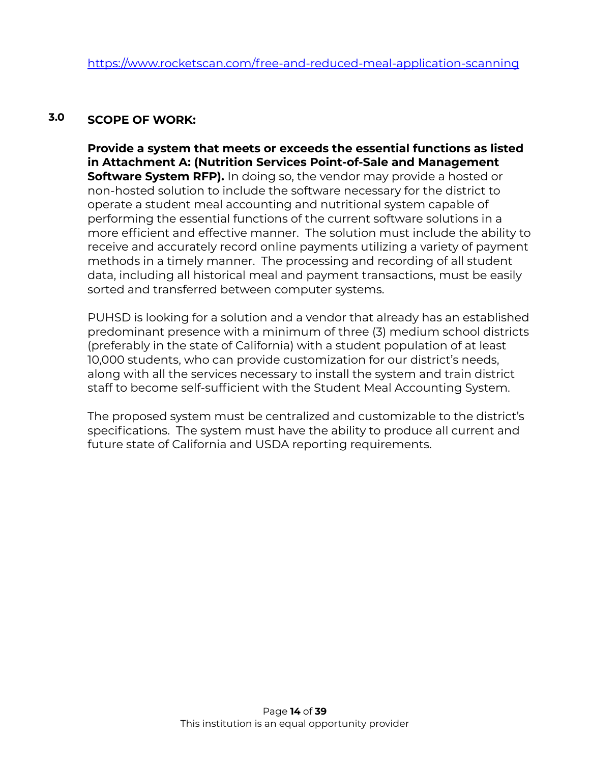https://www.rocketscan.com/free-and-reduced-meal-application-scanning

## 3.0 SCOPE OF WORK:

**Provide a system that meets or exceeds the essential functions as listed in Attachment A: (Nutrition Services Point-of-Sale and Management Software System RFP).** In doing so, the vendor may provide a hosted or non-hosted solution to include the software necessary for the district to operate a student meal accounting and nutritional system capable of performing the essential functions of the current software solutions in a more efficient and effective manner. The solution must include the ability to receive and accurately record online payments utilizing a variety of payment methods in a timely manner. The processing and recording of all student data, including all historical meal and payment transactions, must be easily sorted and transferred between computer systems.

PUHSD is looking for a solution and a vendor that already has an established predominant presence with a minimum of three (3) medium school districts (preferably in the state of California) with a student population of at least 10,000 students, who can provide customization for our district's needs, along with all the services necessary to install the system and train district staff to become self-sufficient with the Student Meal Accounting System.

The proposed system must be centralized and customizable to the district's specifications. The system must have the ability to produce all current and future state of California and USDA reporting requirements.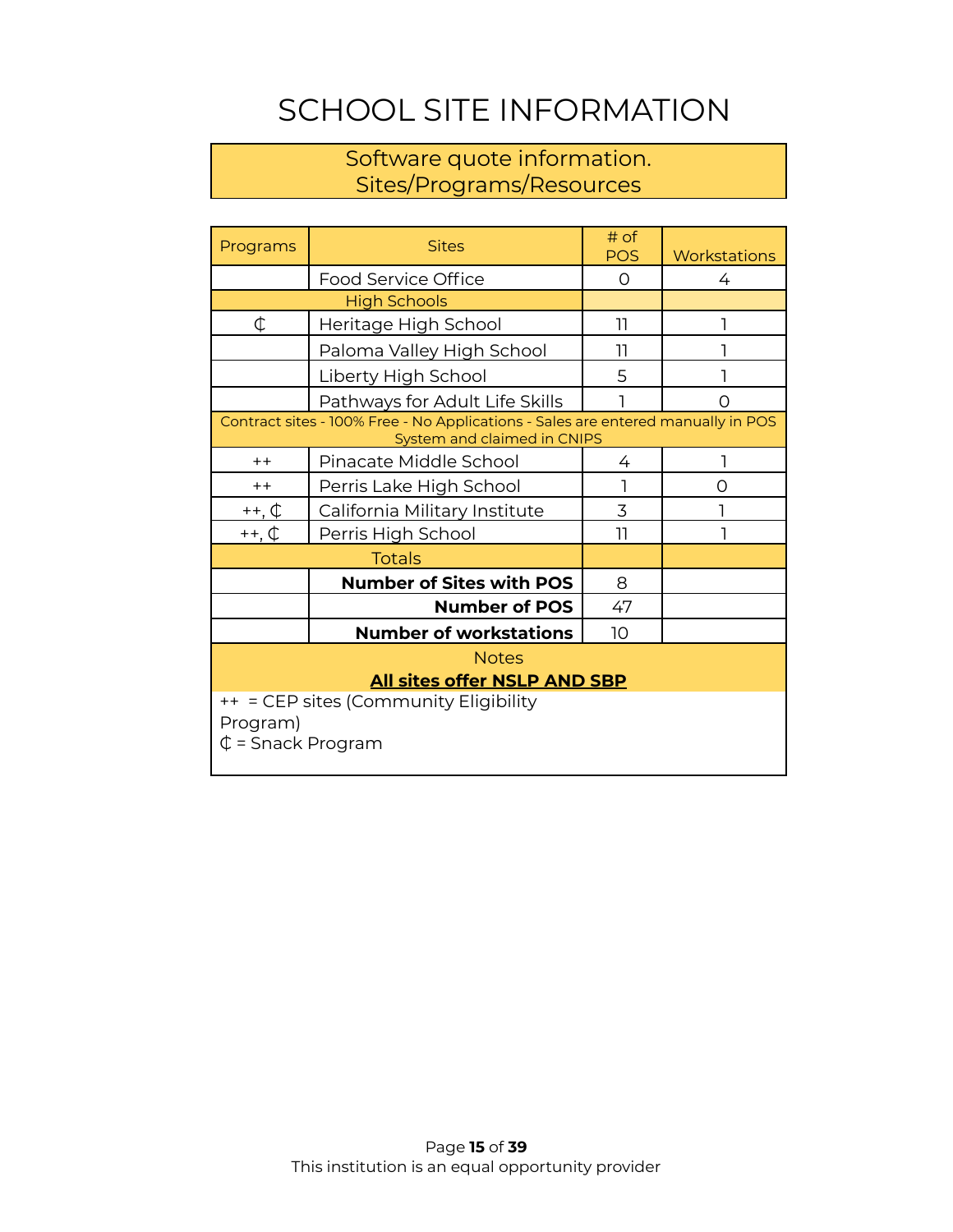# SCHOOL SITE INFORMATION

Software quote information.
Sites/Programs/Resources

| Programs | Sites | # of POS | Workstations |
|---|---|---|---|
| | Food Service Office | 0 | 4 |
| High Schools | | | |
| ₵ | Heritage High School | 11 | 1 |
| | Paloma Valley High School | 11 | 1 |
| | Liberty High School | 5 | 1 |
| | Pathways for Adult Life Skills | 1 | 0 |
| Contract sites - 100% Free - No Applications - Sales are entered manually in POS System and claimed in CNIPS | | | |
| ++ | Pinacate Middle School | 4 | 1 |
| ++ | Perris Lake High School | 1 | 0 |
| ++, ₵ | California Military Institute | 3 | 1 |
| ++, ₵ | Perris High School | 11 | 1 |
| Totals | | | |
| | **Number of Sites with POS** | 8 | |
| | **Number of POS** | 47 | |
| | **Number of workstations** | 10 | |

Notes

**All sites offer NSLP AND SBP**

++ = CEP sites (Community Eligibility Program)
₵ = Snack Program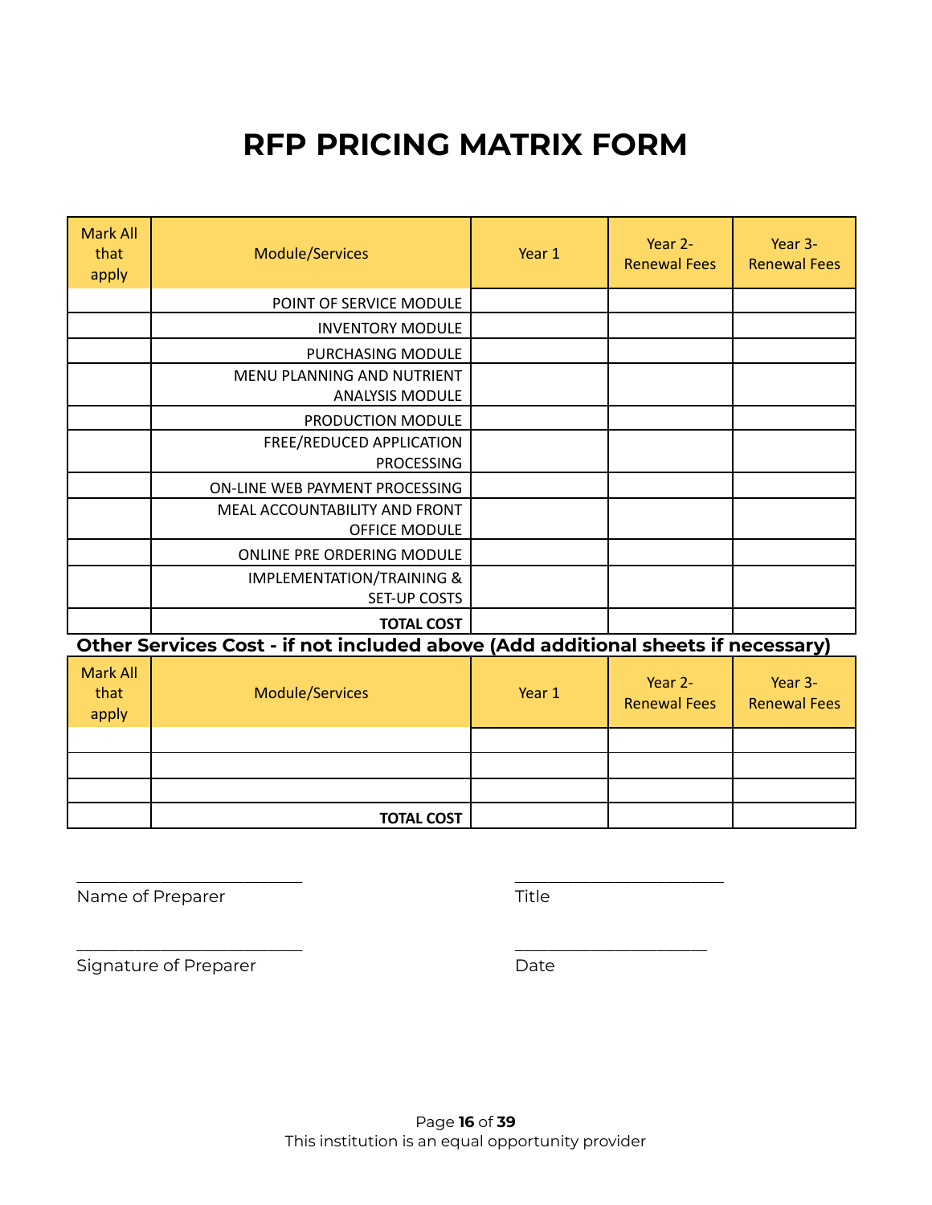# RFP PRICING MATRIX FORM

| Mark All that apply | Module/Services | Year 1 | Year 2- Renewal Fees | Year 3- Renewal Fees |
|---|---|---|---|---|
| | POINT OF SERVICE MODULE | | | |
| | INVENTORY MODULE | | | |
| | PURCHASING MODULE | | | |
| | MENU PLANNING AND NUTRIENT ANALYSIS MODULE | | | |
| | PRODUCTION MODULE | | | |
| | FREE/REDUCED APPLICATION PROCESSING | | | |
| | ON-LINE WEB PAYMENT PROCESSING | | | |
| | MEAL ACCOUNTABILITY AND FRONT OFFICE MODULE | | | |
| | ONLINE PRE ORDERING MODULE | | | |
| | IMPLEMENTATION/TRAINING & SET-UP COSTS | | | |
| | **TOTAL COST** | | | |

**Other Services Cost - if not included above (Add additional sheets if necessary)**

| Mark All that apply | Module/Services | Year 1 | Year 2- Renewal Fees | Year 3- Renewal Fees |
|---|---|---|---|---|
| | | | | |
| | | | | |
| | | | | |
| | **TOTAL COST** | | | |

_________________________ Name of Preparer

_________________________ Title

_________________________ Signature of Preparer

_________________________ Date

This institution is an equal opportunity provider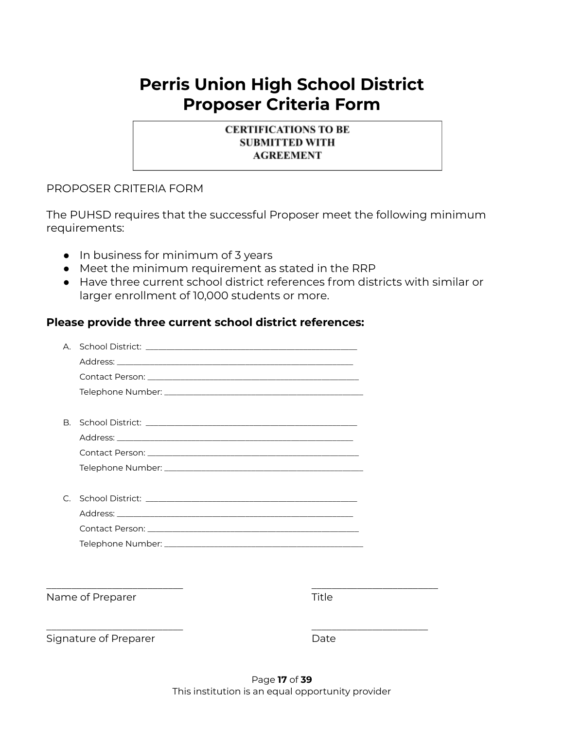# Perris Union High School District
# Proposer Criteria Form

**CERTIFICATIONS TO BE SUBMITTED WITH AGREEMENT**

PROPOSER CRITERIA FORM

The PUHSD requires that the successful Proposer meet the following minimum requirements:

- In business for minimum of 3 years
- Meet the minimum requirement as stated in the RRP
- Have three current school district references from districts with similar or larger enrollment of 10,000 students or more.

**Please provide three current school district references:**

A. School District: ___________________________________________
   Address: ___________________________________________
   Contact Person: ___________________________________________
   Telephone Number: ___________________________________________

B. School District: ___________________________________________
   Address: ___________________________________________
   Contact Person: ___________________________________________
   Telephone Number: ___________________________________________

C. School District: ___________________________________________
   Address: ___________________________________________
   Contact Person: ___________________________________________
   Telephone Number: ___________________________________________

___________________________ ___________________________
Name of Preparer Title

___________________________ ___________________________
Signature of Preparer Date

This institution is an equal opportunity provider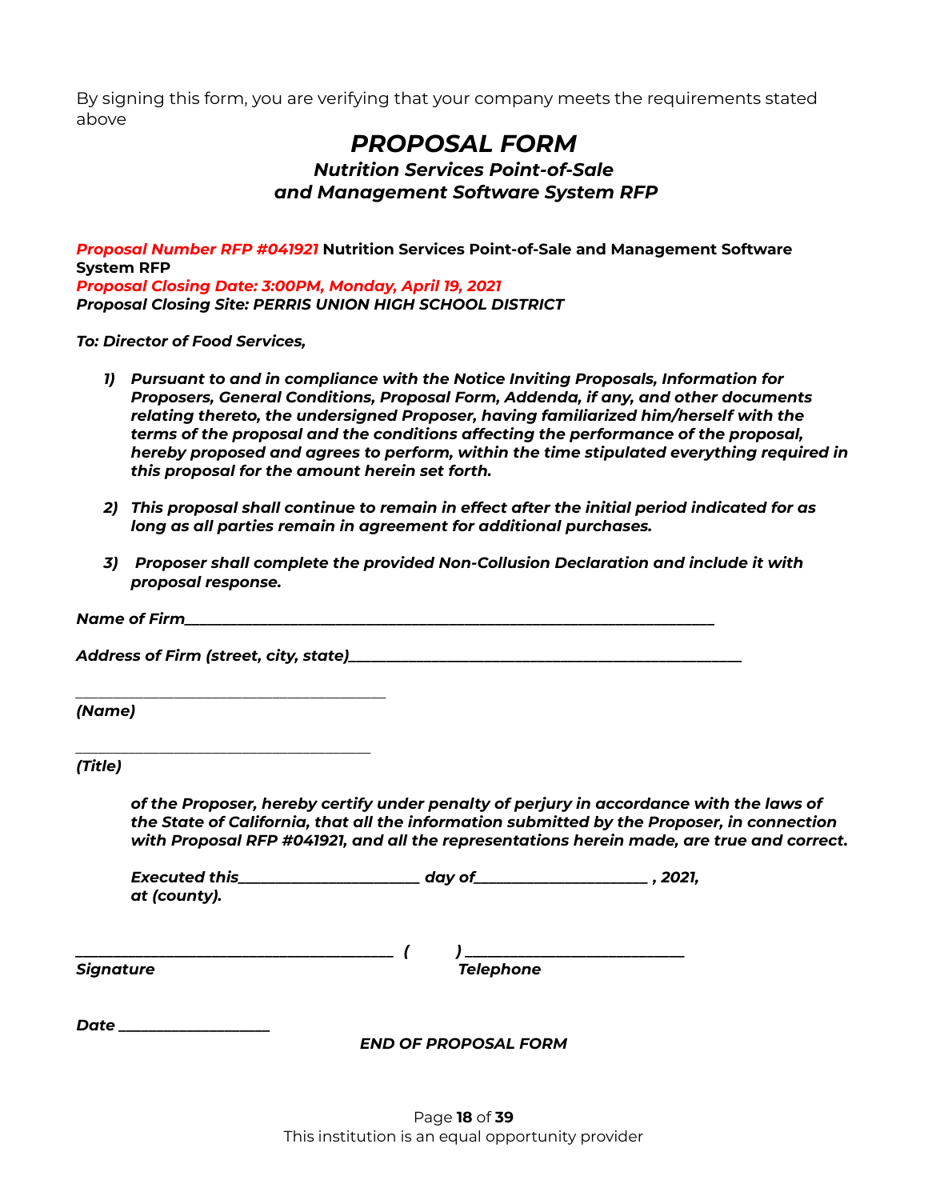By signing this form, you are verifying that your company meets the requirements stated above

# *PROPOSAL FORM*

### *Nutrition Services Point-of-Sale and Management Software System RFP*

***Proposal Number RFP #041921*** **Nutrition Services Point-of-Sale and Management Software System RFP**
***Proposal Closing Date: 3:00PM, Monday, April 19, 2021***
***Proposal Closing Site: PERRIS UNION HIGH SCHOOL DISTRICT***

***To: Director of Food Services,***

1) ***Pursuant to and in compliance with the Notice Inviting Proposals, Information for Proposers, General Conditions, Proposal Form, Addenda, if any, and other documents relating thereto, the undersigned Proposer, having familiarized him/herself with the terms of the proposal and the conditions affecting the performance of the proposal, hereby proposed and agrees to perform, within the time stipulated everything required in this proposal for the amount herein set forth.***

2) ***This proposal shall continue to remain in effect after the initial period indicated for as long as all parties remain in agreement for additional purchases.***

3) ***Proposer shall complete the provided Non-Collusion Declaration and include it with proposal response.***

***Name of Firm___________________________________________________________________***

***Address of Firm (street, city, state)_____________________________________________***

_________________________________________
***(Name)***

_________________________________________
***(Title)***

***of the Proposer, hereby certify under penalty of perjury in accordance with the laws of the State of California, that all the information submitted by the Proposer, in connection with Proposal RFP #041921, and all the representations herein made, are true and correct.***

***Executed this_______________________ day of______________________ , 2021, at (county).***

_________________________________________ ***(        )*** ____________________________
***Signature*** ***Telephone***

***Date ____________________***

***END OF PROPOSAL FORM***

This institution is an equal opportunity provider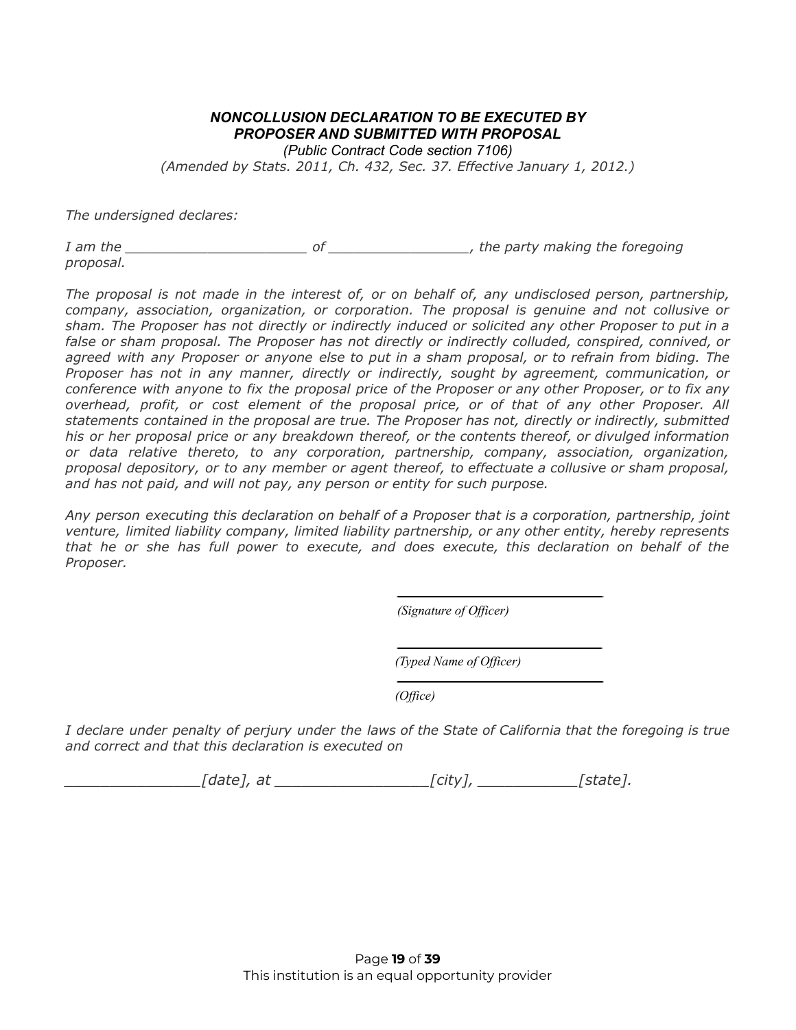### *NONCOLLUSION DECLARATION TO BE EXECUTED BY PROPOSER AND SUBMITTED WITH PROPOSAL*

*(Public Contract Code section 7106)*

*(Amended by Stats. 2011, Ch. 432, Sec. 37. Effective January 1, 2012.)*

*The undersigned declares:*

*I am the ______________________ of _________________, the party making the foregoing proposal.*

*The proposal is not made in the interest of, or on behalf of, any undisclosed person, partnership, company, association, organization, or corporation. The proposal is genuine and not collusive or sham. The Proposer has not directly or indirectly induced or solicited any other Proposer to put in a false or sham proposal. The Proposer has not directly or indirectly colluded, conspired, connived, or agreed with any Proposer or anyone else to put in a sham proposal, or to refrain from biding. The Proposer has not in any manner, directly or indirectly, sought by agreement, communication, or conference with anyone to fix the proposal price of the Proposer or any other Proposer, or to fix any overhead, profit, or cost element of the proposal price, or of that of any other Proposer. All statements contained in the proposal are true. The Proposer has not, directly or indirectly, submitted his or her proposal price or any breakdown thereof, or the contents thereof, or divulged information or data relative thereto, to any corporation, partnership, company, association, organization, proposal depository, or to any member or agent thereof, to effectuate a collusive or sham proposal, and has not paid, and will not pay, any person or entity for such purpose.*

*Any person executing this declaration on behalf of a Proposer that is a corporation, partnership, joint venture, limited liability company, limited liability partnership, or any other entity, hereby represents that he or she has full power to execute, and does execute, this declaration on behalf of the Proposer.*

____________________________

*(Signature of Officer)*

____________________________

*(Typed Name of Officer)*

____________________________

*(Office)*

*I declare under penalty of perjury under the laws of the State of California that the foregoing is true and correct and that this declaration is executed on*

*_______________[date], at _________________[city], ___________[state].*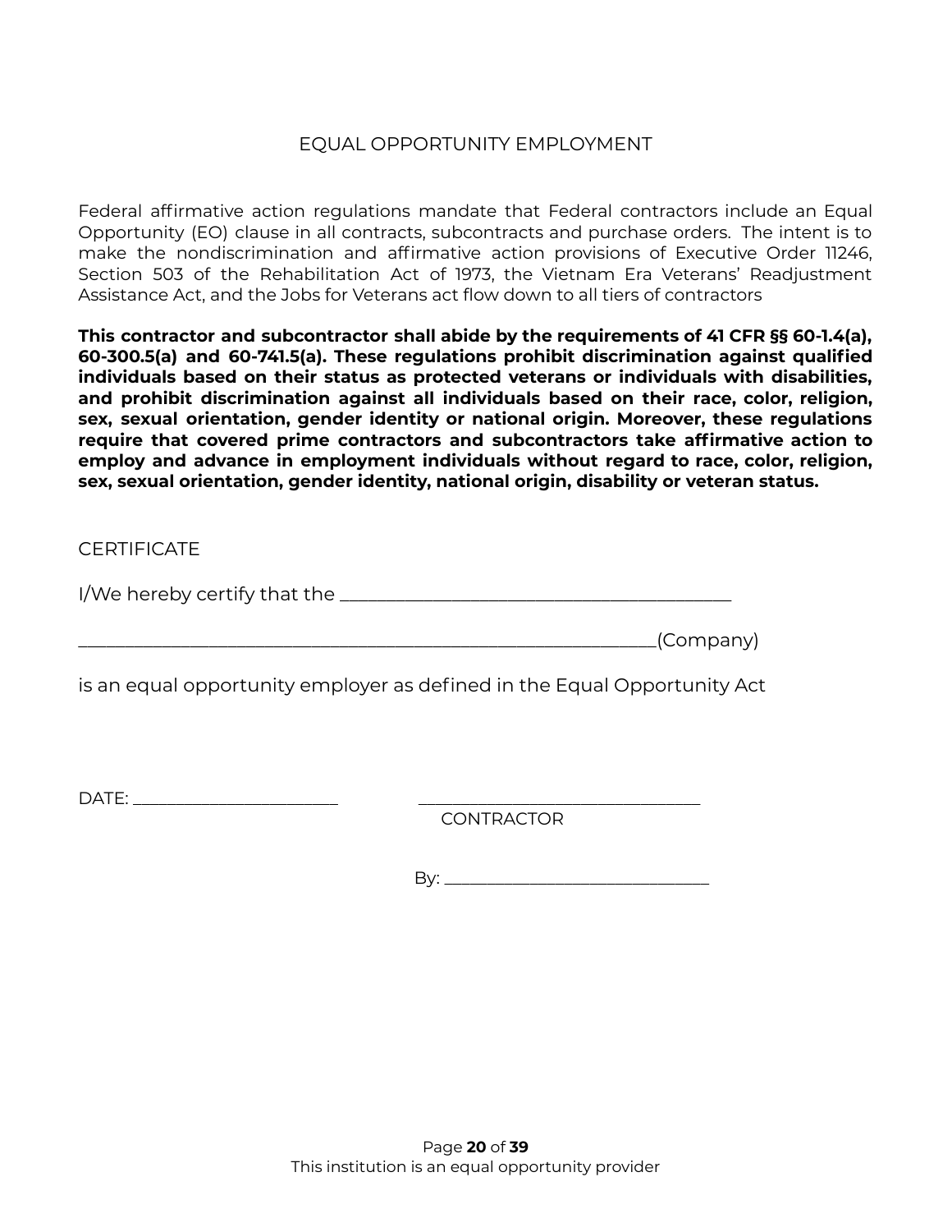# EQUAL OPPORTUNITY EMPLOYMENT

Federal affirmative action regulations mandate that Federal contractors include an Equal Opportunity (EO) clause in all contracts, subcontracts and purchase orders. The intent is to make the nondiscrimination and affirmative action provisions of Executive Order 11246, Section 503 of the Rehabilitation Act of 1973, the Vietnam Era Veterans' Readjustment Assistance Act, and the Jobs for Veterans act flow down to all tiers of contractors

**This contractor and subcontractor shall abide by the requirements of 41 CFR §§ 60-1.4(a), 60-300.5(a) and 60-741.5(a). These regulations prohibit discrimination against qualified individuals based on their status as protected veterans or individuals with disabilities, and prohibit discrimination against all individuals based on their race, color, religion, sex, sexual orientation, gender identity or national origin. Moreover, these regulations require that covered prime contractors and subcontractors take affirmative action to employ and advance in employment individuals without regard to race, color, religion, sex, sexual orientation, gender identity, national origin, disability or veteran status.**

CERTIFICATE

I/We hereby certify that the ___________________________________________

________________________________________________________________(Company)

is an equal opportunity employer as defined in the Equal Opportunity Act

DATE: ______________________ ______________________________

CONTRACTOR

By: ____________________________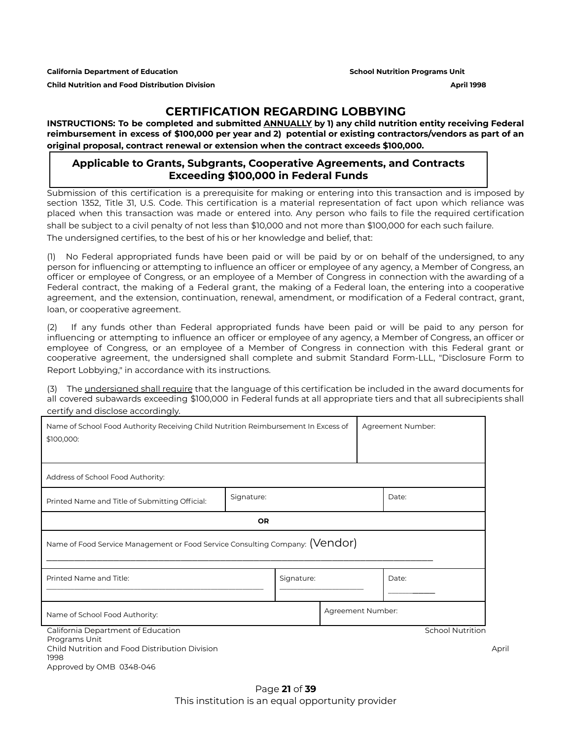**California Department of Education** **School Nutrition Programs Unit**

**Child Nutrition and Food Distribution Division** **April 1998**

# CERTIFICATION REGARDING LOBBYING

**INSTRUCTIONS: To be completed and submitted ANNUALLY by 1) any child nutrition entity receiving Federal reimbursement in excess of $100,000 per year and 2) potential or existing contractors/vendors as part of an original proposal, contract renewal or extension when the contract exceeds $100,000.**

## Applicable to Grants, Subgrants, Cooperative Agreements, and Contracts Exceeding $100,000 in Federal Funds

Submission of this certification is a prerequisite for making or entering into this transaction and is imposed by section 1352, Title 31, U.S. Code. This certification is a material representation of fact upon which reliance was placed when this transaction was made or entered into. Any person who fails to file the required certification shall be subject to a civil penalty of not less than $10,000 and not more than $100,000 for each such failure.

The undersigned certifies, to the best of his or her knowledge and belief, that:

(1) No Federal appropriated funds have been paid or will be paid by or on behalf of the undersigned, to any person for influencing or attempting to influence an officer or employee of any agency, a Member of Congress, an officer or employee of Congress, or an employee of a Member of Congress in connection with the awarding of a Federal contract, the making of a Federal grant, the making of a Federal loan, the entering into a cooperative agreement, and the extension, continuation, renewal, amendment, or modification of a Federal contract, grant, loan, or cooperative agreement.

(2) If any funds other than Federal appropriated funds have been paid or will be paid to any person for influencing or attempting to influence an officer or employee of any agency, a Member of Congress, an officer or employee of Congress, or an employee of a Member of Congress in connection with this Federal grant or cooperative agreement, the undersigned shall complete and submit Standard Form-LLL, "Disclosure Form to Report Lobbying," in accordance with its instructions.

(3) The undersigned shall require that the language of this certification be included in the award documents for all covered subawards exceeding $100,000 in Federal funds at all appropriate tiers and that all subrecipients shall certify and disclose accordingly.

| Name of School Food Authority Receiving Child Nutrition Reimbursement In Excess of $100,000: | | Agreement Number: |
|---|---|---|
| Address of School Food Authority: | | |
| Printed Name and Title of Submitting Official: | Signature: | Date: |
| **OR** | | |
| Name of Food Service Management or Food Service Consulting Company: (Vendor) ______________________________ | | |
| Printed Name and Title: ______________________________ | Signature: ______________ | Date: ______ |
| Name of School Food Authority: | | Agreement Number: |

California Department of Education School Nutrition Programs Unit
Child Nutrition and Food Distribution Division April 1998
Approved by OMB 0348-046

This institution is an equal opportunity provider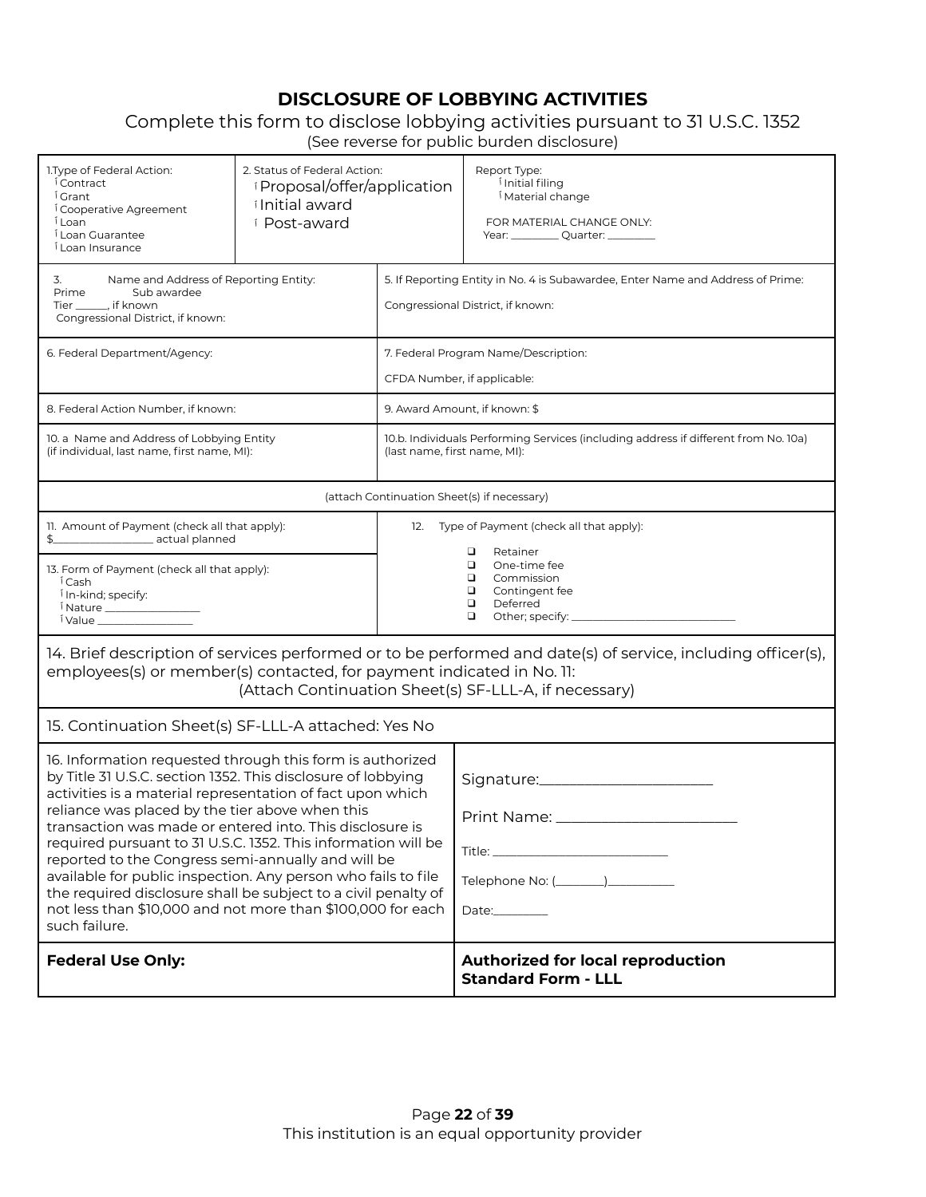# DISCLOSURE OF LOBBYING ACTIVITIES

Complete this form to disclose lobbying activities pursuant to 31 U.S.C. 1352

(See reverse for public burden disclosure)

| 1. Type of Federal Action: | 2. Status of Federal Action: | Report Type: |
|---|---|---|
| Contract<br>Grant<br>Cooperative Agreement<br>Loan<br>Loan Guarantee<br>Loan Insurance | Proposal/offer/application<br>Initial award<br>Post-award | Initial filing<br>Material change<br><br>FOR MATERIAL CHANGE ONLY:<br>Year: _________ Quarter: _________ |

| | |
|---|---|
| 3. Name and Address of Reporting Entity:<br>Prime Sub awardee<br>Tier ______, if known<br>Congressional District, if known: | 5. If Reporting Entity in No. 4 is Subawardee, Enter Name and Address of Prime:<br><br>Congressional District, if known: |
| 6. Federal Department/Agency: | 7. Federal Program Name/Description:<br><br>CFDA Number, if applicable: |
| 8. Federal Action Number, if known: | 9. Award Amount, if known: $ |
| 10. a Name and Address of Lobbying Entity<br>(if individual, last name, first name, MI): | 10.b. Individuals Performing Services (including address if different from No. 10a)<br>(last name, first name, MI): |
| (attach Continuation Sheet(s) if necessary) | |
| 11. Amount of Payment (check all that apply):<br>$__________________ actual planned | 12. Type of Payment (check all that apply):<br>❑ Retainer<br>❑ One-time fee<br>❑ Commission<br>❑ Contingent fee<br>❑ Deferred<br>❑ Other; specify: ______________________________ |
| 13. Form of Payment (check all that apply):<br>Cash<br>In-kind; specify:<br>Nature _________________<br>Value _________________ | |

14. Brief description of services performed or to be performed and date(s) of service, including officer(s), employees(s) or member(s) contacted, for payment indicated in No. 11:
(Attach Continuation Sheet(s) SF-LLL-A, if necessary)

15. Continuation Sheet(s) SF-LLL-A attached: Yes No

| | |
|---|---|
| 16. Information requested through this form is authorized by Title 31 U.S.C. section 1352. This disclosure of lobbying activities is a material representation of fact upon which reliance was placed by the tier above when this transaction was made or entered into. This disclosure is required pursuant to 31 U.S.C. 1352. This information will be reported to the Congress semi-annually and will be available for public inspection. Any person who fails to file the required disclosure shall be subject to a civil penalty of not less than $10,000 and not more than $100,000 for each such failure. | Signature:________________________<br><br>Print Name: ________________________<br><br>Title: ____________________________<br><br>Telephone No: (________)___________<br><br>Date:_________ |
| **Federal Use Only:** | **Authorized for local reproduction**<br>**Standard Form - LLL** |

This institution is an equal opportunity provider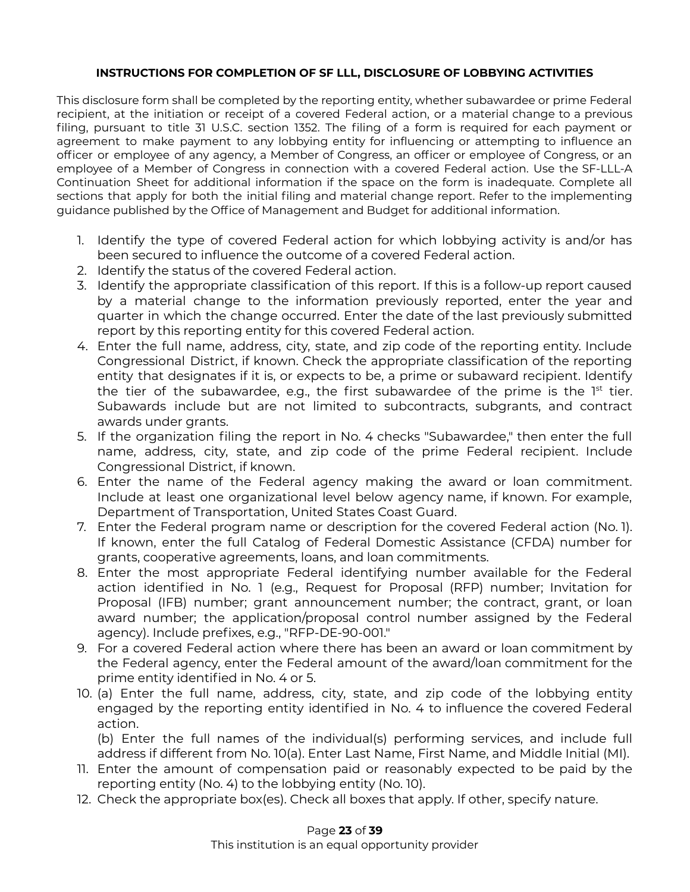**INSTRUCTIONS FOR COMPLETION OF SF LLL, DISCLOSURE OF LOBBYING ACTIVITIES**

This disclosure form shall be completed by the reporting entity, whether subawardee or prime Federal recipient, at the initiation or receipt of a covered Federal action, or a material change to a previous filing, pursuant to title 31 U.S.C. section 1352. The filing of a form is required for each payment or agreement to make payment to any lobbying entity for influencing or attempting to influence an officer or employee of any agency, a Member of Congress, an officer or employee of Congress, or an employee of a Member of Congress in connection with a covered Federal action. Use the SF-LLL-A Continuation Sheet for additional information if the space on the form is inadequate. Complete all sections that apply for both the initial filing and material change report. Refer to the implementing guidance published by the Office of Management and Budget for additional information.

1. Identify the type of covered Federal action for which lobbying activity is and/or has been secured to influence the outcome of a covered Federal action.
2. Identify the status of the covered Federal action.
3. Identify the appropriate classification of this report. If this is a follow-up report caused by a material change to the information previously reported, enter the year and quarter in which the change occurred. Enter the date of the last previously submitted report by this reporting entity for this covered Federal action.
4. Enter the full name, address, city, state, and zip code of the reporting entity. Include Congressional District, if known. Check the appropriate classification of the reporting entity that designates if it is, or expects to be, a prime or subaward recipient. Identify the tier of the subawardee, e.g., the first subawardee of the prime is the 1st tier. Subawards include but are not limited to subcontracts, subgrants, and contract awards under grants.
5. If the organization filing the report in No. 4 checks "Subawardee," then enter the full name, address, city, state, and zip code of the prime Federal recipient. Include Congressional District, if known.
6. Enter the name of the Federal agency making the award or loan commitment. Include at least one organizational level below agency name, if known. For example, Department of Transportation, United States Coast Guard.
7. Enter the Federal program name or description for the covered Federal action (No. 1). If known, enter the full Catalog of Federal Domestic Assistance (CFDA) number for grants, cooperative agreements, loans, and loan commitments.
8. Enter the most appropriate Federal identifying number available for the Federal action identified in No. 1 (e.g., Request for Proposal (RFP) number; Invitation for Proposal (IFB) number; grant announcement number; the contract, grant, or loan award number; the application/proposal control number assigned by the Federal agency). Include prefixes, e.g., "RFP-DE-90-001."
9. For a covered Federal action where there has been an award or loan commitment by the Federal agency, enter the Federal amount of the award/loan commitment for the prime entity identified in No. 4 or 5.
10. (a) Enter the full name, address, city, state, and zip code of the lobbying entity engaged by the reporting entity identified in No. 4 to influence the covered Federal action.

    (b) Enter the full names of the individual(s) performing services, and include full address if different from No. 10(a). Enter Last Name, First Name, and Middle Initial (MI).
11. Enter the amount of compensation paid or reasonably expected to be paid by the reporting entity (No. 4) to the lobbying entity (No. 10).
12. Check the appropriate box(es). Check all boxes that apply. If other, specify nature.

This institution is an equal opportunity provider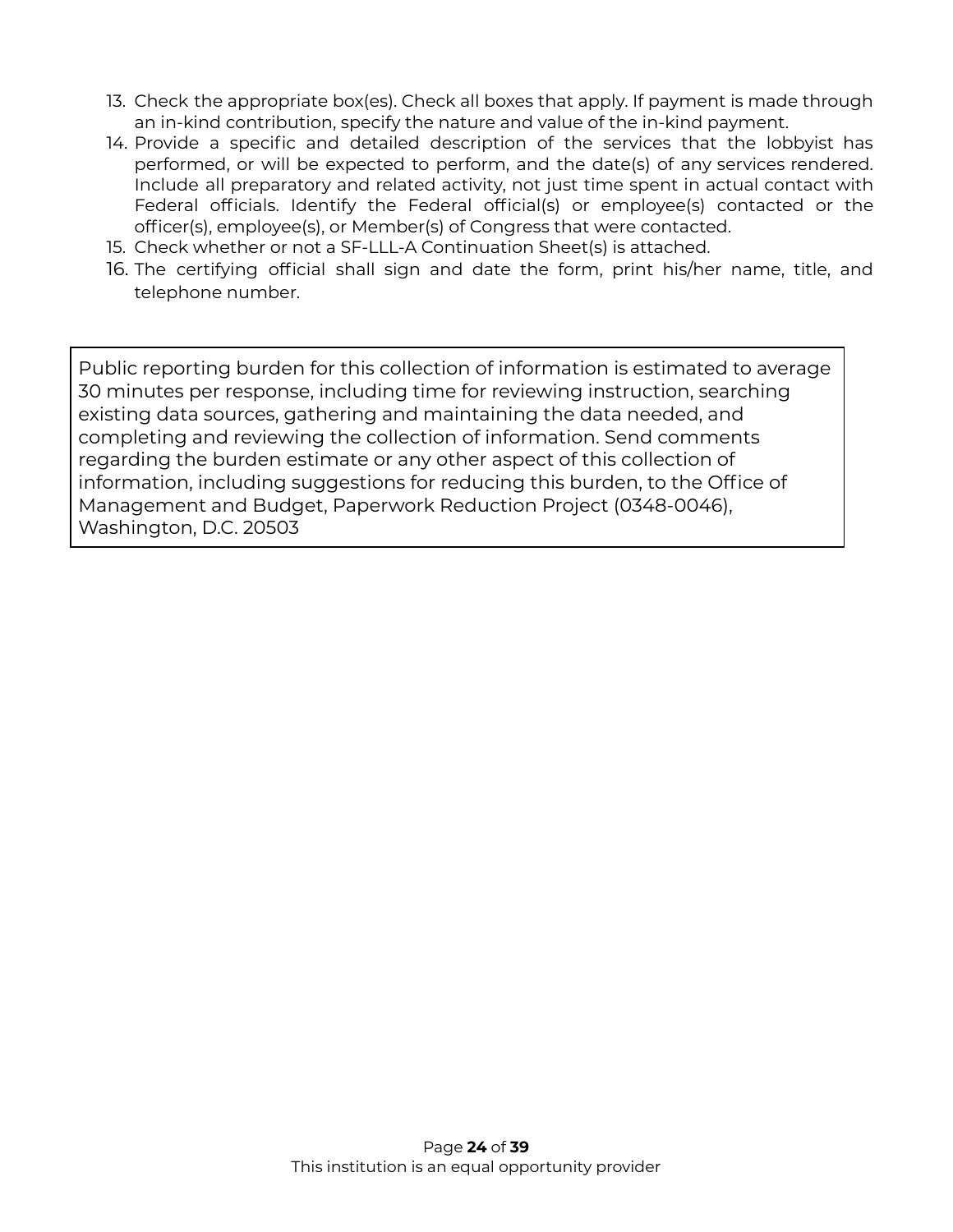13. Check the appropriate box(es). Check all boxes that apply. If payment is made through an in-kind contribution, specify the nature and value of the in-kind payment.
14. Provide a specific and detailed description of the services that the lobbyist has performed, or will be expected to perform, and the date(s) of any services rendered. Include all preparatory and related activity, not just time spent in actual contact with Federal officials. Identify the Federal official(s) or employee(s) contacted or the officer(s), employee(s), or Member(s) of Congress that were contacted.
15. Check whether or not a SF-LLL-A Continuation Sheet(s) is attached.
16. The certifying official shall sign and date the form, print his/her name, title, and telephone number.

Public reporting burden for this collection of information is estimated to average 30 minutes per response, including time for reviewing instruction, searching existing data sources, gathering and maintaining the data needed, and completing and reviewing the collection of information. Send comments regarding the burden estimate or any other aspect of this collection of information, including suggestions for reducing this burden, to the Office of Management and Budget, Paperwork Reduction Project (0348-0046), Washington, D.C. 20503

This institution is an equal opportunity provider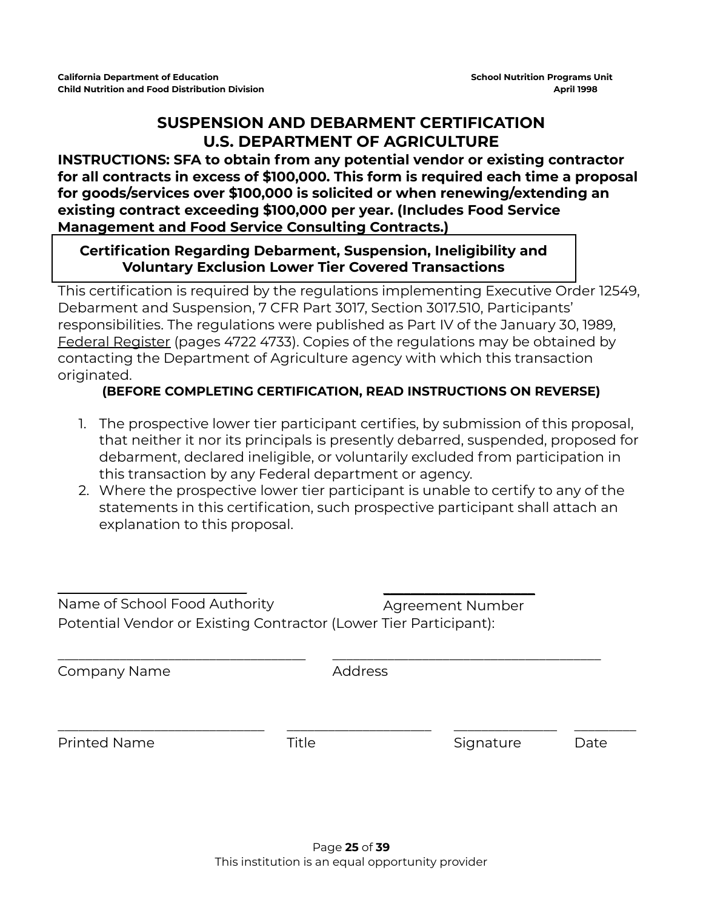# SUSPENSION AND DEBARMENT CERTIFICATION
# U.S. DEPARTMENT OF AGRICULTURE

**INSTRUCTIONS: SFA to obtain from any potential vendor or existing contractor for all contracts in excess of $100,000. This form is required each time a proposal for goods/services over $100,000 is solicited or when renewing/extending an existing contract exceeding $100,000 per year. (Includes Food Service Management and Food Service Consulting Contracts.)**

## Certification Regarding Debarment, Suspension, Ineligibility and Voluntary Exclusion Lower Tier Covered Transactions

This certification is required by the regulations implementing Executive Order 12549, Debarment and Suspension, 7 CFR Part 3017, Section 3017.510, Participants' responsibilities. The regulations were published as Part IV of the January 30, 1989, Federal Register (pages 4722 4733). Copies of the regulations may be obtained by contacting the Department of Agriculture agency with which this transaction originated.

**(BEFORE COMPLETING CERTIFICATION, READ INSTRUCTIONS ON REVERSE)**

1. The prospective lower tier participant certifies, by submission of this proposal, that neither it nor its principals is presently debarred, suspended, proposed for debarment, declared ineligible, or voluntarily excluded from participation in this transaction by any Federal department or agency.
2. Where the prospective lower tier participant is unable to certify to any of the statements in this certification, such prospective participant shall attach an explanation to this proposal.

\_\_\_\_\_\_\_\_\_\_\_\_\_\_\_\_\_\_\_\_\_\_\_\_\_\_ \_\_\_\_\_\_\_\_\_\_\_\_\_\_\_\_\_\_\_\_\_\_\_\_
Name of School Food Authority Agreement Number

Potential Vendor or Existing Contractor (Lower Tier Participant):

\_\_\_\_\_\_\_\_\_\_\_\_\_\_\_\_\_\_\_\_\_\_\_\_\_\_\_\_\_\_\_\_\_\_\_ \_\_\_\_\_\_\_\_\_\_\_\_\_\_\_\_\_\_\_\_\_\_\_\_\_\_\_\_\_\_\_\_\_\_\_\_\_\_
Company Name Address

\_\_\_\_\_\_\_\_\_\_\_\_\_\_\_\_\_\_\_\_\_\_\_\_\_\_\_\_\_\_ \_\_\_\_\_\_\_\_\_\_\_\_\_\_\_\_\_\_\_\_\_\_ \_\_\_\_\_\_\_\_\_\_\_\_\_\_\_\_ \_\_\_\_\_\_\_\_\_\_
Printed Name Title Signature Date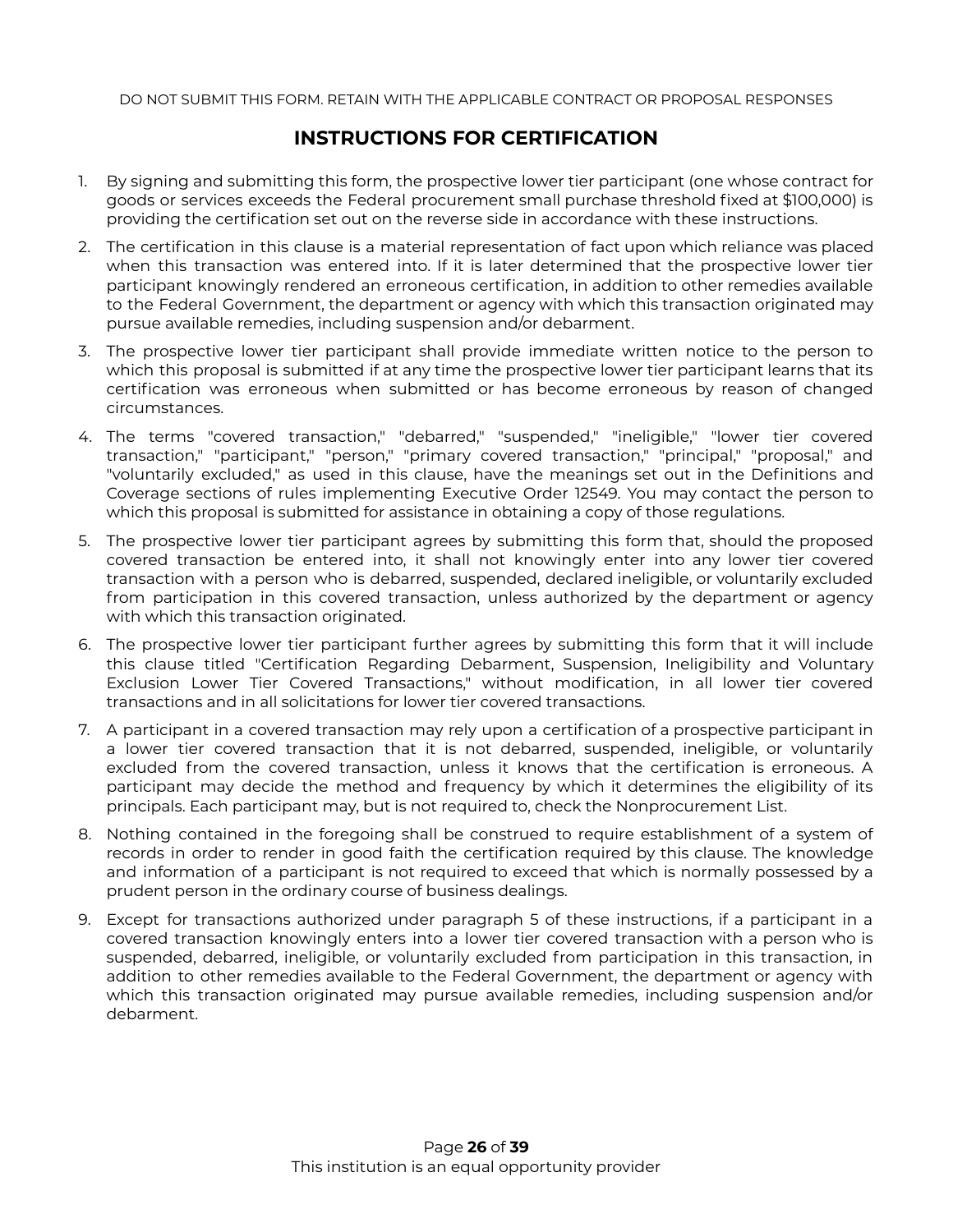DO NOT SUBMIT THIS FORM. RETAIN WITH THE APPLICABLE CONTRACT OR PROPOSAL RESPONSES

## INSTRUCTIONS FOR CERTIFICATION

1. By signing and submitting this form, the prospective lower tier participant (one whose contract for goods or services exceeds the Federal procurement small purchase threshold fixed at $100,000) is providing the certification set out on the reverse side in accordance with these instructions.
2. The certification in this clause is a material representation of fact upon which reliance was placed when this transaction was entered into. If it is later determined that the prospective lower tier participant knowingly rendered an erroneous certification, in addition to other remedies available to the Federal Government, the department or agency with which this transaction originated may pursue available remedies, including suspension and/or debarment.
3. The prospective lower tier participant shall provide immediate written notice to the person to which this proposal is submitted if at any time the prospective lower tier participant learns that its certification was erroneous when submitted or has become erroneous by reason of changed circumstances.
4. The terms "covered transaction," "debarred," "suspended," "ineligible," "lower tier covered transaction," "participant," "person," "primary covered transaction," "principal," "proposal," and "voluntarily excluded," as used in this clause, have the meanings set out in the Definitions and Coverage sections of rules implementing Executive Order 12549. You may contact the person to which this proposal is submitted for assistance in obtaining a copy of those regulations.
5. The prospective lower tier participant agrees by submitting this form that, should the proposed covered transaction be entered into, it shall not knowingly enter into any lower tier covered transaction with a person who is debarred, suspended, declared ineligible, or voluntarily excluded from participation in this covered transaction, unless authorized by the department or agency with which this transaction originated.
6. The prospective lower tier participant further agrees by submitting this form that it will include this clause titled "Certification Regarding Debarment, Suspension, Ineligibility and Voluntary Exclusion Lower Tier Covered Transactions," without modification, in all lower tier covered transactions and in all solicitations for lower tier covered transactions.
7. A participant in a covered transaction may rely upon a certification of a prospective participant in a lower tier covered transaction that it is not debarred, suspended, ineligible, or voluntarily excluded from the covered transaction, unless it knows that the certification is erroneous. A participant may decide the method and frequency by which it determines the eligibility of its principals. Each participant may, but is not required to, check the Nonprocurement List.
8. Nothing contained in the foregoing shall be construed to require establishment of a system of records in order to render in good faith the certification required by this clause. The knowledge and information of a participant is not required to exceed that which is normally possessed by a prudent person in the ordinary course of business dealings.
9. Except for transactions authorized under paragraph 5 of these instructions, if a participant in a covered transaction knowingly enters into a lower tier covered transaction with a person who is suspended, debarred, ineligible, or voluntarily excluded from participation in this transaction, in addition to other remedies available to the Federal Government, the department or agency with which this transaction originated may pursue available remedies, including suspension and/or debarment.

This institution is an equal opportunity provider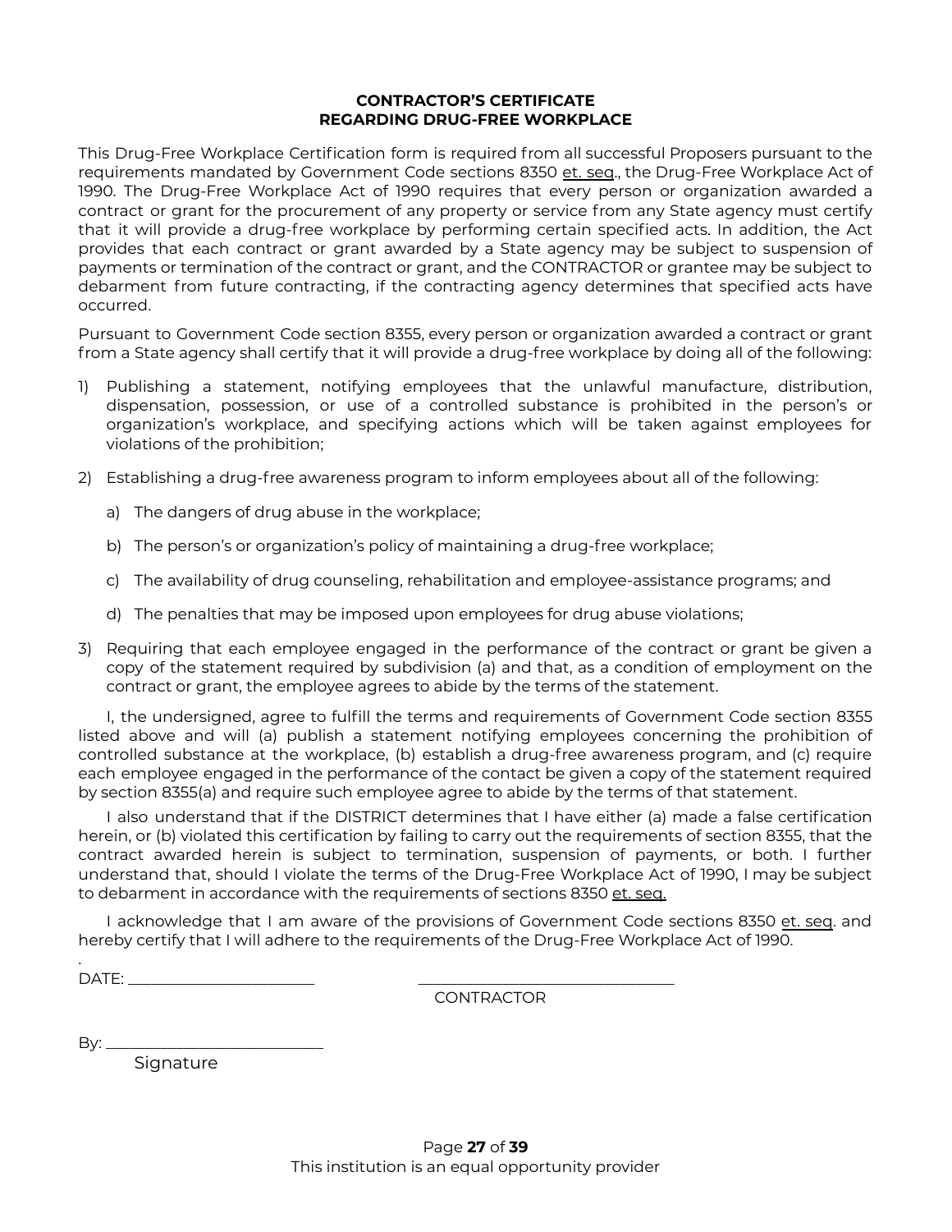**CONTRACTOR'S CERTIFICATE**
**REGARDING DRUG-FREE WORKPLACE**

This Drug-Free Workplace Certification form is required from all successful Proposers pursuant to the requirements mandated by Government Code sections 8350 et. seq., the Drug-Free Workplace Act of 1990. The Drug-Free Workplace Act of 1990 requires that every person or organization awarded a contract or grant for the procurement of any property or service from any State agency must certify that it will provide a drug-free workplace by performing certain specified acts. In addition, the Act provides that each contract or grant awarded by a State agency may be subject to suspension of payments or termination of the contract or grant, and the CONTRACTOR or grantee may be subject to debarment from future contracting, if the contracting agency determines that specified acts have occurred.

Pursuant to Government Code section 8355, every person or organization awarded a contract or grant from a State agency shall certify that it will provide a drug-free workplace by doing all of the following:

1) Publishing a statement, notifying employees that the unlawful manufacture, distribution, dispensation, possession, or use of a controlled substance is prohibited in the person's or organization's workplace, and specifying actions which will be taken against employees for violations of the prohibition;

2) Establishing a drug-free awareness program to inform employees about all of the following:

    a) The dangers of drug abuse in the workplace;

    b) The person's or organization's policy of maintaining a drug-free workplace;

    c) The availability of drug counseling, rehabilitation and employee-assistance programs; and

    d) The penalties that may be imposed upon employees for drug abuse violations;

3) Requiring that each employee engaged in the performance of the contract or grant be given a copy of the statement required by subdivision (a) and that, as a condition of employment on the contract or grant, the employee agrees to abide by the terms of the statement.

I, the undersigned, agree to fulfill the terms and requirements of Government Code section 8355 listed above and will (a) publish a statement notifying employees concerning the prohibition of controlled substance at the workplace, (b) establish a drug-free awareness program, and (c) require each employee engaged in the performance of the contact be given a copy of the statement required by section 8355(a) and require such employee agree to abide by the terms of that statement.

I also understand that if the DISTRICT determines that I have either (a) made a false certification herein, or (b) violated this certification by failing to carry out the requirements of section 8355, that the contract awarded herein is subject to termination, suspension of payments, or both. I further understand that, should I violate the terms of the Drug-Free Workplace Act of 1990, I may be subject to debarment in accordance with the requirements of sections 8350 et. seq.

I acknowledge that I am aware of the provisions of Government Code sections 8350 et. seq. and hereby certify that I will adhere to the requirements of the Drug-Free Workplace Act of 1990.

DATE: ______________________ ______________________________
CONTRACTOR

By: ________________________
Signature

This institution is an equal opportunity provider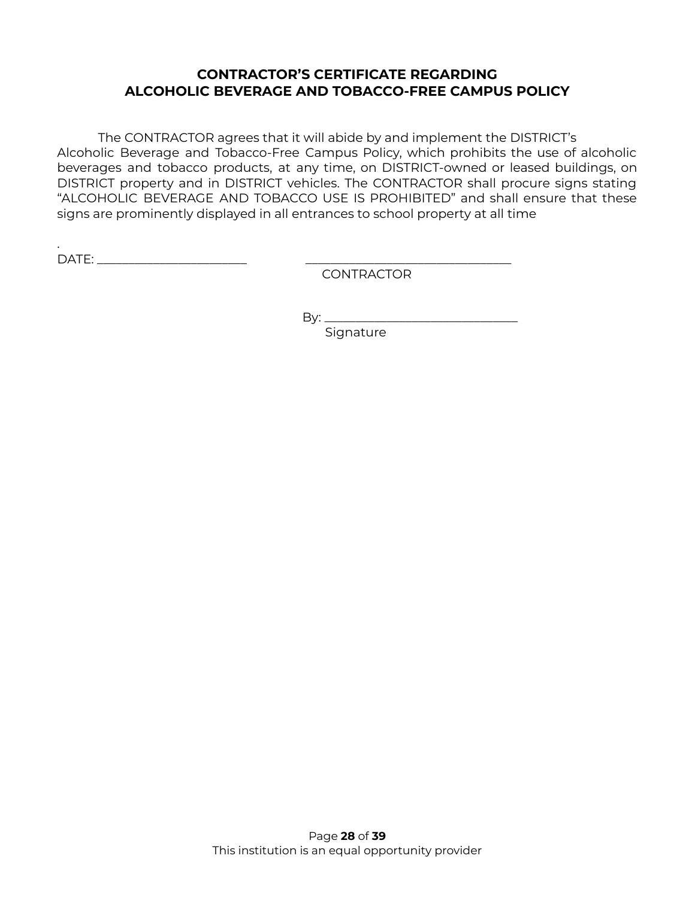# CONTRACTOR'S CERTIFICATE REGARDING ALCOHOLIC BEVERAGE AND TOBACCO-FREE CAMPUS POLICY

The CONTRACTOR agrees that it will abide by and implement the DISTRICT's Alcoholic Beverage and Tobacco-Free Campus Policy, which prohibits the use of alcoholic beverages and tobacco products, at any time, on DISTRICT-owned or leased buildings, on DISTRICT property and in DISTRICT vehicles. The CONTRACTOR shall procure signs stating "ALCOHOLIC BEVERAGE AND TOBACCO USE IS PROHIBITED" and shall ensure that these signs are prominently displayed in all entrances to school property at all time

.

DATE: ________________________ ________________________________

CONTRACTOR

By: ______________________________

Signature

This institution is an equal opportunity provider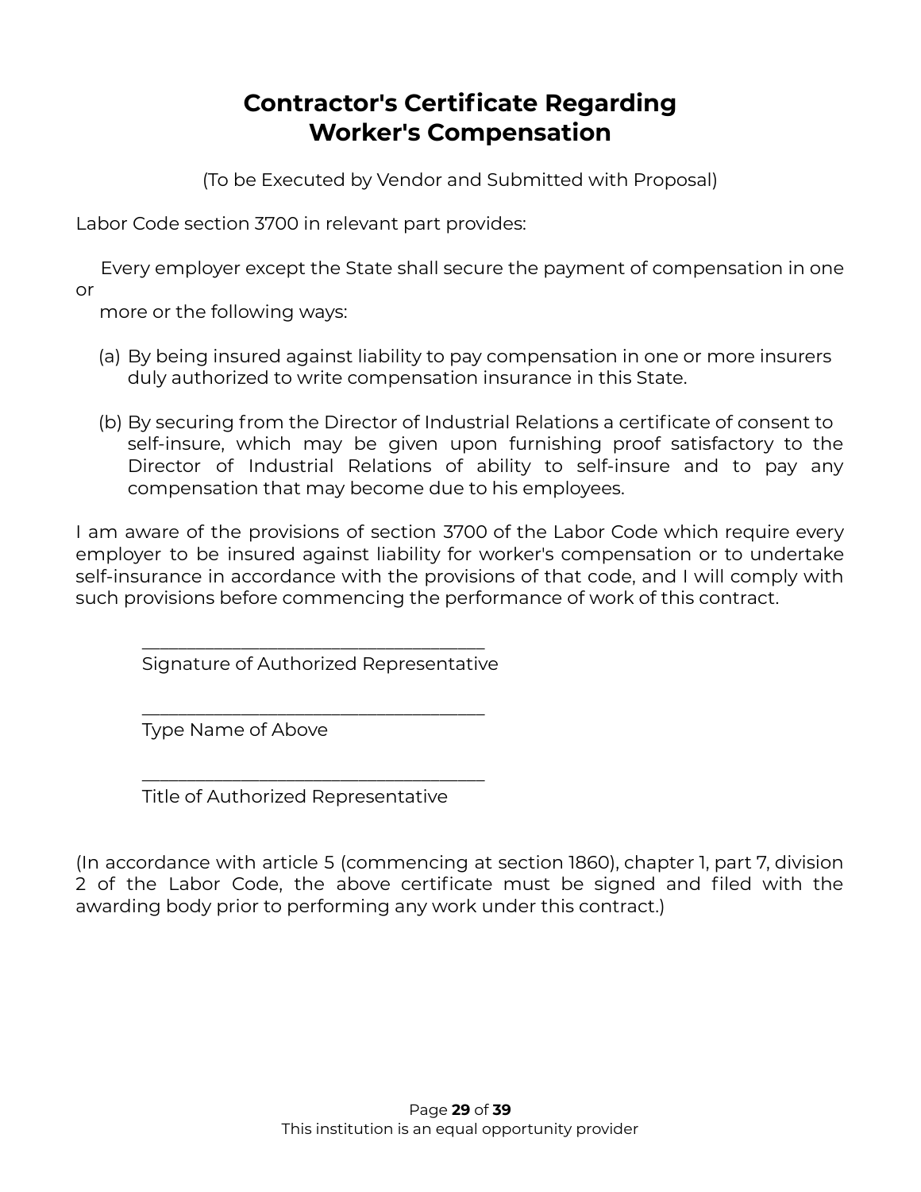# Contractor's Certificate Regarding Worker's Compensation

(To be Executed by Vendor and Submitted with Proposal)

Labor Code section 3700 in relevant part provides:

> Every employer except the State shall secure the payment of compensation in one or more or the following ways:
>
> (a) By being insured against liability to pay compensation in one or more insurers duly authorized to write compensation insurance in this State.
>
> (b) By securing from the Director of Industrial Relations a certificate of consent to self-insure, which may be given upon furnishing proof satisfactory to the Director of Industrial Relations of ability to self-insure and to pay any compensation that may become due to his employees.

I am aware of the provisions of section 3700 of the Labor Code which require every employer to be insured against liability for worker's compensation or to undertake self-insurance in accordance with the provisions of that code, and I will comply with such provisions before commencing the performance of work of this contract.

\_\_\_\_\_\_\_\_\_\_\_\_\_\_\_\_\_\_\_\_\_\_\_\_\_\_\_\_\_\_\_\_\_\_\_\_\_\_
Signature of Authorized Representative

\_\_\_\_\_\_\_\_\_\_\_\_\_\_\_\_\_\_\_\_\_\_\_\_\_\_\_\_\_\_\_\_\_\_\_\_\_\_
Type Name of Above

\_\_\_\_\_\_\_\_\_\_\_\_\_\_\_\_\_\_\_\_\_\_\_\_\_\_\_\_\_\_\_\_\_\_\_\_\_\_
Title of Authorized Representative

(In accordance with article 5 (commencing at section 1860), chapter 1, part 7, division 2 of the Labor Code, the above certificate must be signed and filed with the awarding body prior to performing any work under this contract.)

This institution is an equal opportunity provider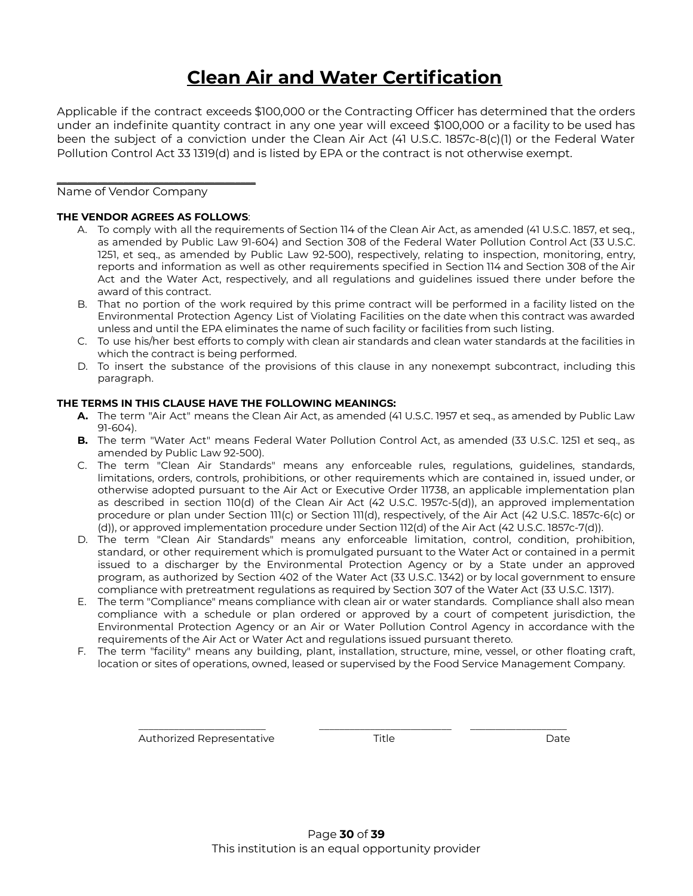# Clean Air and Water Certification

Applicable if the contract exceeds $100,000 or the Contracting Officer has determined that the orders under an indefinite quantity contract in any one year will exceed $100,000 or a facility to be used has been the subject of a conviction under the Clean Air Act (41 U.S.C. 1857c-8(c)(1) or the Federal Water Pollution Control Act 33 1319(d) and is listed by EPA or the contract is not otherwise exempt.

\_\_\_\_\_\_\_\_\_\_\_\_\_\_\_\_\_\_\_\_\_\_\_\_\_\_\_\_\_\_\_\_\_\_\_\_
Name of Vendor Company

**THE VENDOR AGREES AS FOLLOWS**:

A. To comply with all the requirements of Section 114 of the Clean Air Act, as amended (41 U.S.C. 1857, et seq., as amended by Public Law 91-604) and Section 308 of the Federal Water Pollution Control Act (33 U.S.C. 1251, et seq., as amended by Public Law 92-500), respectively, relating to inspection, monitoring, entry, reports and information as well as other requirements specified in Section 114 and Section 308 of the Air Act and the Water Act, respectively, and all regulations and guidelines issued there under before the award of this contract.
B. That no portion of the work required by this prime contract will be performed in a facility listed on the Environmental Protection Agency List of Violating Facilities on the date when this contract was awarded unless and until the EPA eliminates the name of such facility or facilities from such listing.
C. To use his/her best efforts to comply with clean air standards and clean water standards at the facilities in which the contract is being performed.
D. To insert the substance of the provisions of this clause in any nonexempt subcontract, including this paragraph.

**THE TERMS IN THIS CLAUSE HAVE THE FOLLOWING MEANINGS:**

**A.** The term "Air Act" means the Clean Air Act, as amended (41 U.S.C. 1957 et seq., as amended by Public Law 91-604).
**B.** The term "Water Act" means Federal Water Pollution Control Act, as amended (33 U.S.C. 1251 et seq., as amended by Public Law 92-500).
C. The term "Clean Air Standards" means any enforceable rules, regulations, guidelines, standards, limitations, orders, controls, prohibitions, or other requirements which are contained in, issued under, or otherwise adopted pursuant to the Air Act or Executive Order 11738, an applicable implementation plan as described in section 110(d) of the Clean Air Act (42 U.S.C. 1957c-5(d)), an approved implementation procedure or plan under Section 111(c) or Section 111(d), respectively, of the Air Act (42 U.S.C. 1857c-6(c) or (d)), or approved implementation procedure under Section 112(d) of the Air Act (42 U.S.C. 1857c-7(d)).
D. The term "Clean Air Standards" means any enforceable limitation, control, condition, prohibition, standard, or other requirement which is promulgated pursuant to the Water Act or contained in a permit issued to a discharger by the Environmental Protection Agency or by a State under an approved program, as authorized by Section 402 of the Water Act (33 U.S.C. 1342) or by local government to ensure compliance with pretreatment regulations as required by Section 307 of the Water Act (33 U.S.C. 1317).
E. The term "Compliance" means compliance with clean air or water standards. Compliance shall also mean compliance with a schedule or plan ordered or approved by a court of competent jurisdiction, the Environmental Protection Agency or an Air or Water Pollution Control Agency in accordance with the requirements of the Air Act or Water Act and regulations issued pursuant thereto.
F. The term "facility" means any building, plant, installation, structure, mine, vessel, or other floating craft, location or sites of operations, owned, leased or supervised by the Food Service Management Company.

\_\_\_\_\_\_\_\_\_\_\_\_\_\_\_\_\_\_\_\_\_\_\_\_ \_\_\_\_\_\_\_\_\_\_\_\_\_\_\_\_\_\_\_\_\_\_\_\_ \_\_\_\_\_\_\_\_\_\_\_\_\_\_\_\_\_\_
Authorized Representative Title Date

This institution is an equal opportunity provider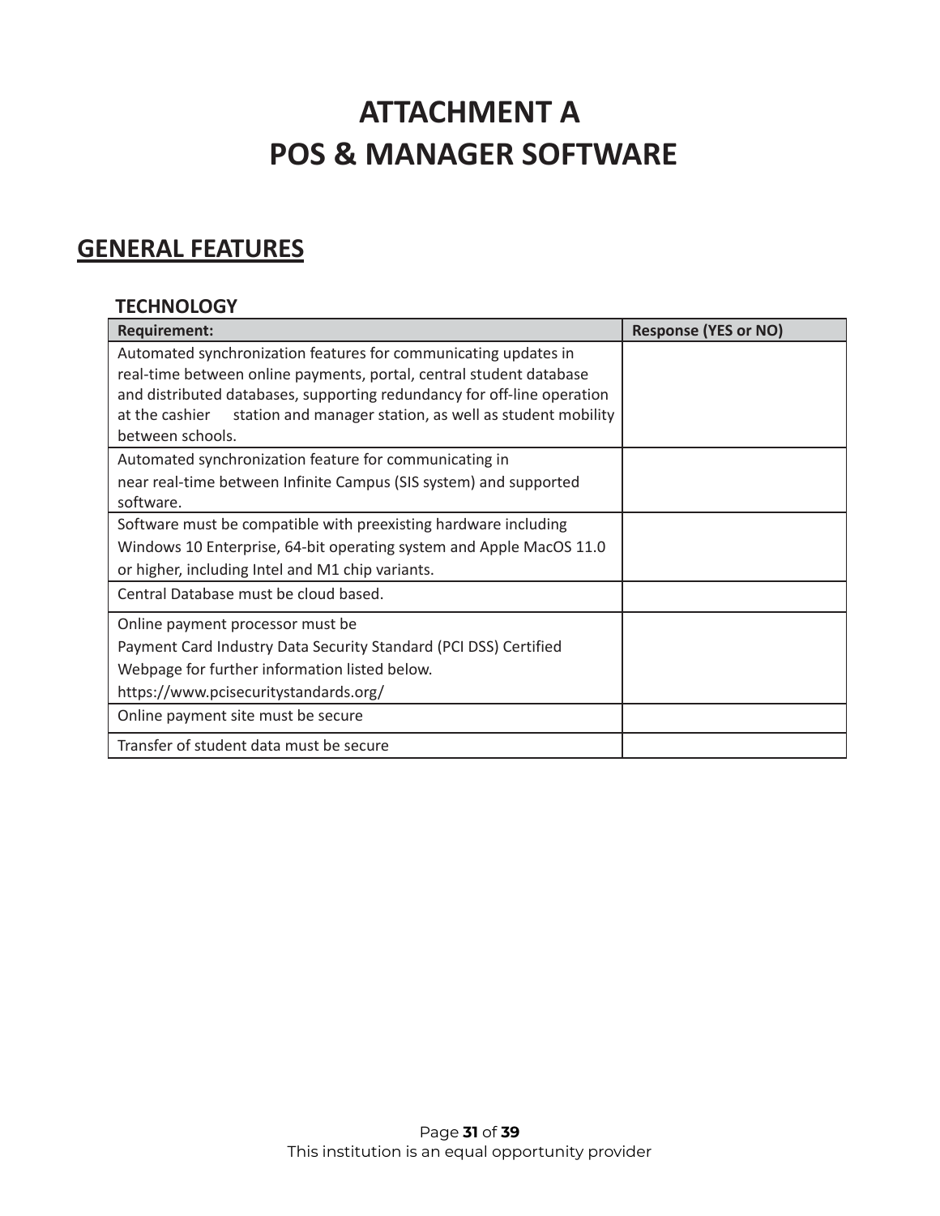# ATTACHMENT A
# POS & MANAGER SOFTWARE

## GENERAL FEATURES

### TECHNOLOGY

| Requirement: | Response (YES or NO) |
|---|---|
| Automated synchronization features for communicating updates in real-time between online payments, portal, central student database and distributed databases, supporting redundancy for off-line operation at the cashier station and manager station, as well as student mobility between schools. | |
| Automated synchronization feature for communicating in near real-time between Infinite Campus (SIS system) and supported software. | |
| Software must be compatible with preexisting hardware including Windows 10 Enterprise, 64-bit operating system and Apple MacOS 11.0 or higher, including Intel and M1 chip variants. | |
| Central Database must be cloud based. | |
| Online payment processor must be Payment Card Industry Data Security Standard (PCI DSS) Certified Webpage for further information listed below. https://www.pcisecuritystandards.org/ | |
| Online payment site must be secure | |
| Transfer of student data must be secure | |

This institution is an equal opportunity provider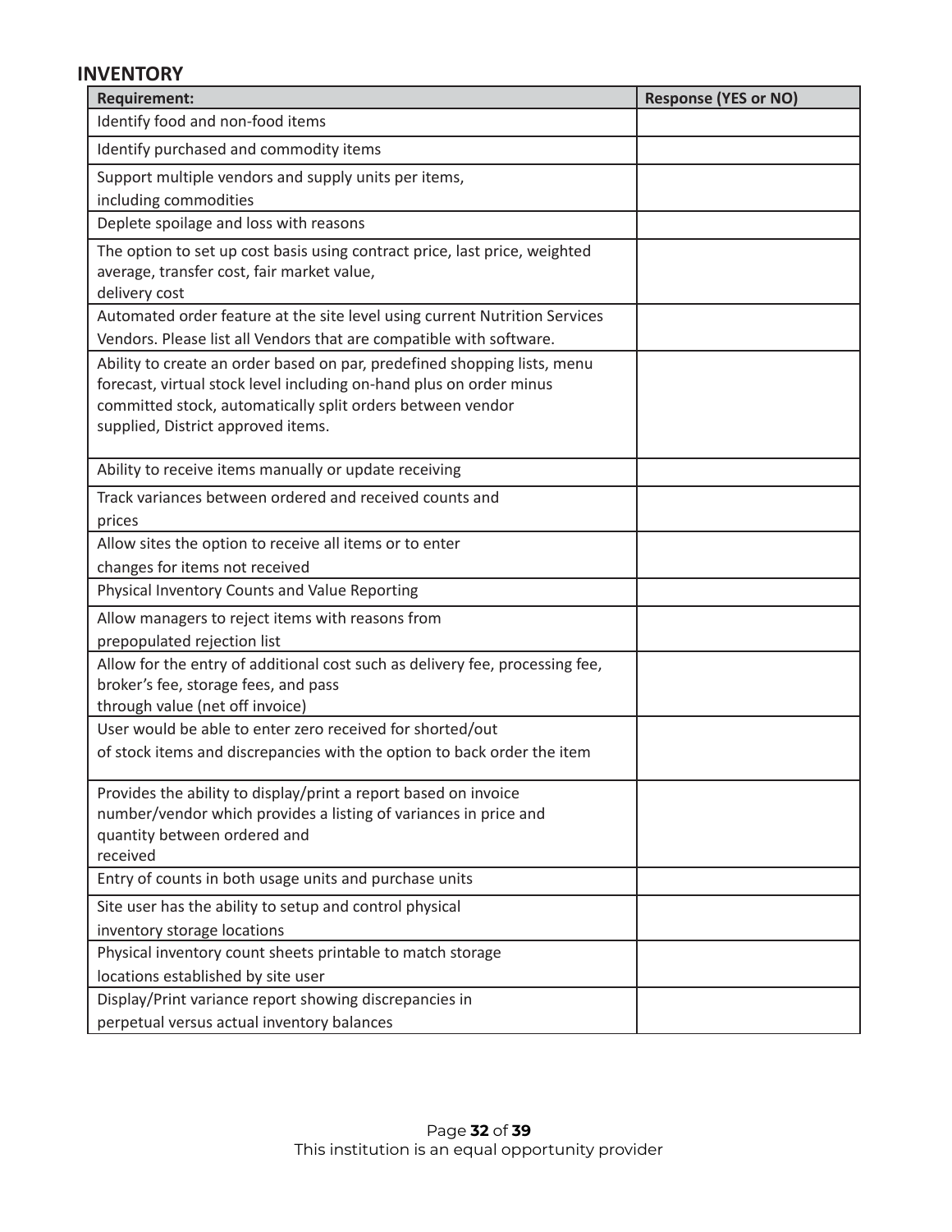## INVENTORY

| Requirement: | Response (YES or NO) |
|---|---|
| Identify food and non-food items | |
| Identify purchased and commodity items | |
| Support multiple vendors and supply units per items, including commodities | |
| Deplete spoilage and loss with reasons | |
| The option to set up cost basis using contract price, last price, weighted average, transfer cost, fair market value, delivery cost | |
| Automated order feature at the site level using current Nutrition Services Vendors. Please list all Vendors that are compatible with software. | |
| Ability to create an order based on par, predefined shopping lists, menu forecast, virtual stock level including on-hand plus on order minus committed stock, automatically split orders between vendor supplied, District approved items. | |
| Ability to receive items manually or update receiving | |
| Track variances between ordered and received counts and prices | |
| Allow sites the option to receive all items or to enter changes for items not received | |
| Physical Inventory Counts and Value Reporting | |
| Allow managers to reject items with reasons from prepopulated rejection list | |
| Allow for the entry of additional cost such as delivery fee, processing fee, broker's fee, storage fees, and pass through value (net off invoice) | |
| User would be able to enter zero received for shorted/out of stock items and discrepancies with the option to back order the item | |
| Provides the ability to display/print a report based on invoice number/vendor which provides a listing of variances in price and quantity between ordered and received | |
| Entry of counts in both usage units and purchase units | |
| Site user has the ability to setup and control physical inventory storage locations | |
| Physical inventory count sheets printable to match storage locations established by site user | |
| Display/Print variance report showing discrepancies in perpetual versus actual inventory balances | |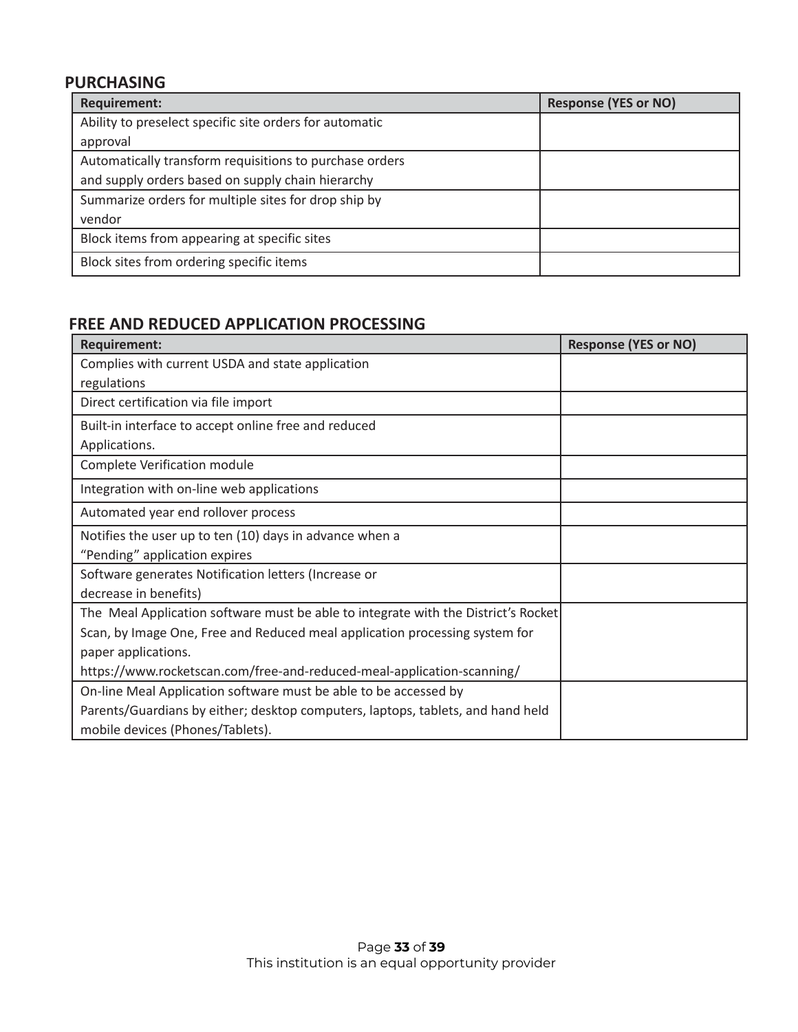## PURCHASING

| Requirement: | Response (YES or NO) |
|---|---|
| Ability to preselect specific site orders for automatic approval | |
| Automatically transform requisitions to purchase orders and supply orders based on supply chain hierarchy | |
| Summarize orders for multiple sites for drop ship by vendor | |
| Block items from appearing at specific sites | |
| Block sites from ordering specific items | |

## FREE AND REDUCED APPLICATION PROCESSING

| Requirement: | Response (YES or NO) |
|---|---|
| Complies with current USDA and state application regulations | |
| Direct certification via file import | |
| Built-in interface to accept online free and reduced Applications. | |
| Complete Verification module | |
| Integration with on-line web applications | |
| Automated year end rollover process | |
| Notifies the user up to ten (10) days in advance when a “Pending” application expires | |
| Software generates Notification letters (Increase or decrease in benefits) | |
| The Meal Application software must be able to integrate with the District’s Rocket Scan, by Image One, Free and Reduced meal application processing system for paper applications. https://www.rocketscan.com/free-and-reduced-meal-application-scanning/ | |
| On-line Meal Application software must be able to be accessed by Parents/Guardians by either; desktop computers, laptops, tablets, and hand held mobile devices (Phones/Tablets). | |

This institution is an equal opportunity provider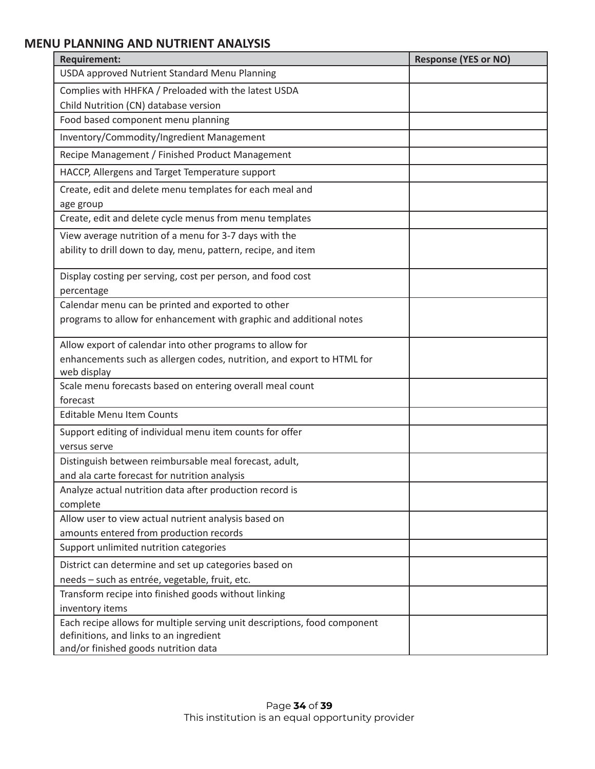## MENU PLANNING AND NUTRIENT ANALYSIS

| Requirement: | Response (YES or NO) |
|---|---|
| USDA approved Nutrient Standard Menu Planning | |
| Complies with HHFKA / Preloaded with the latest USDA Child Nutrition (CN) database version | |
| Food based component menu planning | |
| Inventory/Commodity/Ingredient Management | |
| Recipe Management / Finished Product Management | |
| HACCP, Allergens and Target Temperature support | |
| Create, edit and delete menu templates for each meal and age group | |
| Create, edit and delete cycle menus from menu templates | |
| View average nutrition of a menu for 3-7 days with the ability to drill down to day, menu, pattern, recipe, and item | |
| Display costing per serving, cost per person, and food cost percentage | |
| Calendar menu can be printed and exported to other programs to allow for enhancement with graphic and additional notes | |
| Allow export of calendar into other programs to allow for enhancements such as allergen codes, nutrition, and export to HTML for web display | |
| Scale menu forecasts based on entering overall meal count forecast | |
| Editable Menu Item Counts | |
| Support editing of individual menu item counts for offer versus serve | |
| Distinguish between reimbursable meal forecast, adult, and ala carte forecast for nutrition analysis | |
| Analyze actual nutrition data after production record is complete | |
| Allow user to view actual nutrient analysis based on amounts entered from production records | |
| Support unlimited nutrition categories | |
| District can determine and set up categories based on needs – such as entrée, vegetable, fruit, etc. | |
| Transform recipe into finished goods without linking inventory items | |
| Each recipe allows for multiple serving unit descriptions, food component definitions, and links to an ingredient and/or finished goods nutrition data | |

This institution is an equal opportunity provider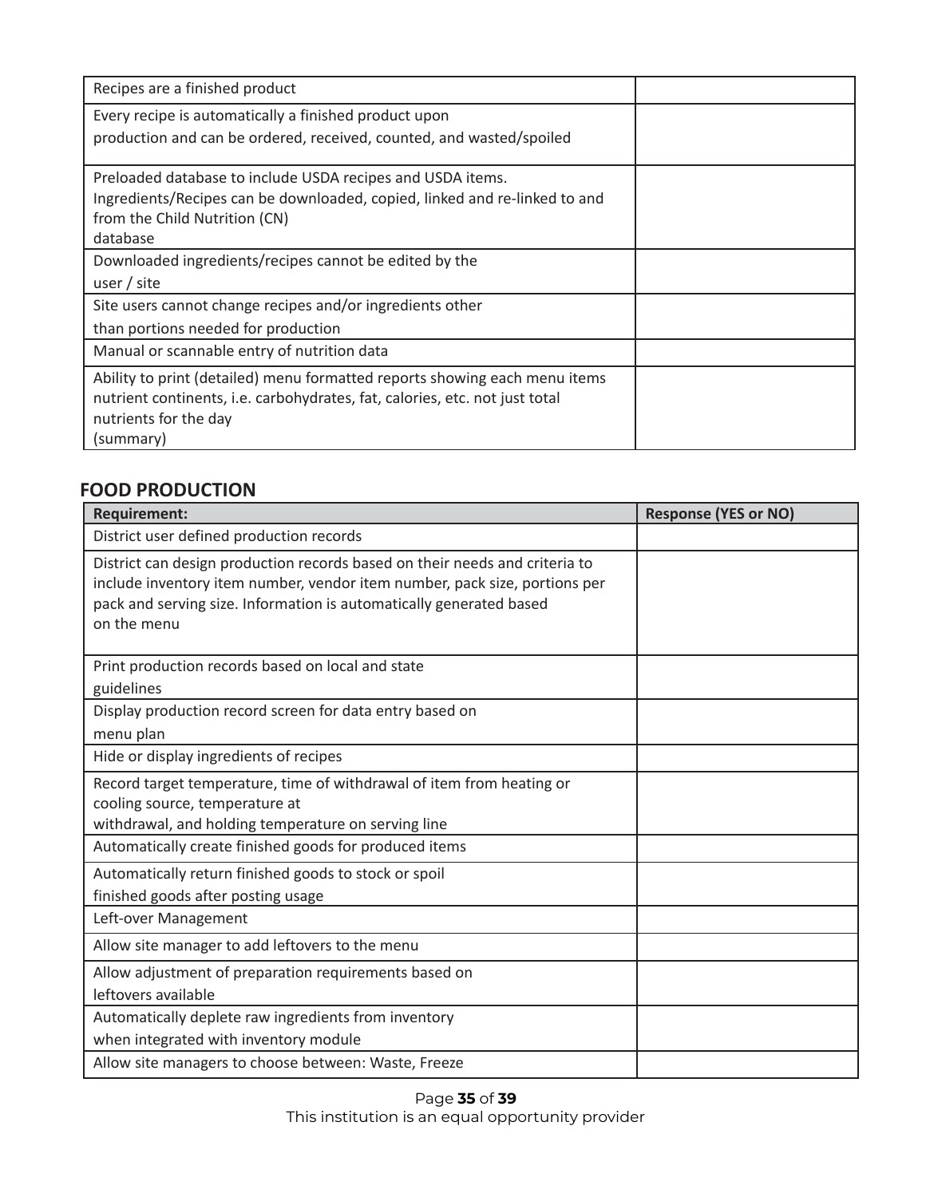| | |
|---|---|
| Recipes are a finished product | |
| Every recipe is automatically a finished product upon production and can be ordered, received, counted, and wasted/spoiled | |
| Preloaded database to include USDA recipes and USDA items. Ingredients/Recipes can be downloaded, copied, linked and re-linked to and from the Child Nutrition (CN) database | |
| Downloaded ingredients/recipes cannot be edited by the user / site | |
| Site users cannot change recipes and/or ingredients other than portions needed for production | |
| Manual or scannable entry of nutrition data | |
| Ability to print (detailed) menu formatted reports showing each menu items nutrient continents, i.e. carbohydrates, fat, calories, etc. not just total nutrients for the day (summary) | |

## FOOD PRODUCTION

| Requirement: | Response (YES or NO) |
|---|---|
| District user defined production records | |
| District can design production records based on their needs and criteria to include inventory item number, vendor item number, pack size, portions per pack and serving size. Information is automatically generated based on the menu | |
| Print production records based on local and state guidelines | |
| Display production record screen for data entry based on menu plan | |
| Hide or display ingredients of recipes | |
| Record target temperature, time of withdrawal of item from heating or cooling source, temperature at withdrawal, and holding temperature on serving line | |
| Automatically create finished goods for produced items | |
| Automatically return finished goods to stock or spoil finished goods after posting usage | |
| Left-over Management | |
| Allow site manager to add leftovers to the menu | |
| Allow adjustment of preparation requirements based on leftovers available | |
| Automatically deplete raw ingredients from inventory when integrated with inventory module | |
| Allow site managers to choose between: Waste, Freeze | |

This institution is an equal opportunity provider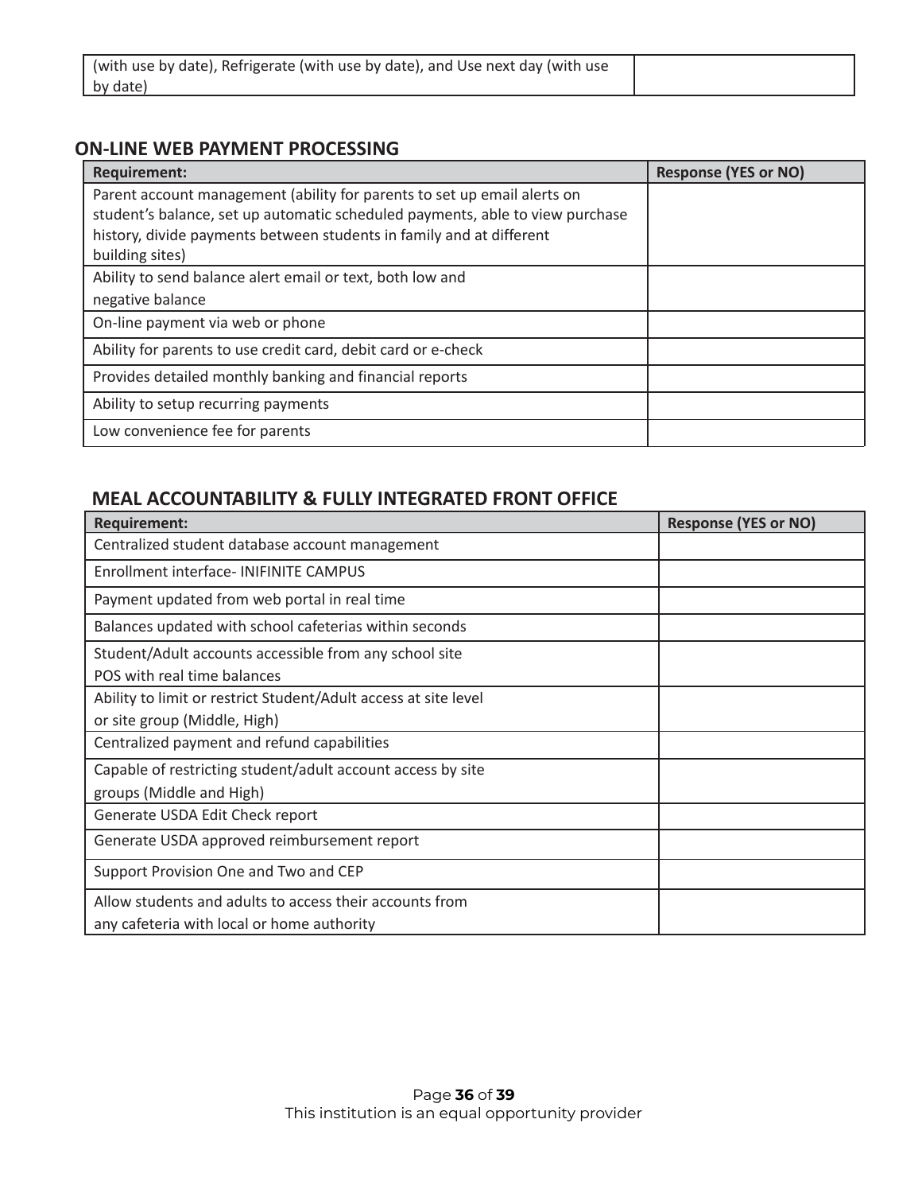| (with use by date), Refrigerate (with use by date), and Use next day (with use by date) | |
|---|---|

## ON-LINE WEB PAYMENT PROCESSING

| Requirement: | Response (YES or NO) |
|---|---|
| Parent account management (ability for parents to set up email alerts on student's balance, set up automatic scheduled payments, able to view purchase history, divide payments between students in family and at different building sites) | |
| Ability to send balance alert email or text, both low and negative balance | |
| On-line payment via web or phone | |
| Ability for parents to use credit card, debit card or e-check | |
| Provides detailed monthly banking and financial reports | |
| Ability to setup recurring payments | |
| Low convenience fee for parents | |

## MEAL ACCOUNTABILITY & FULLY INTEGRATED FRONT OFFICE

| Requirement: | Response (YES or NO) |
|---|---|
| Centralized student database account management | |
| Enrollment interface- INIFINITE CAMPUS | |
| Payment updated from web portal in real time | |
| Balances updated with school cafeterias within seconds | |
| Student/Adult accounts accessible from any school site POS with real time balances | |
| Ability to limit or restrict Student/Adult access at site level or site group (Middle, High) | |
| Centralized payment and refund capabilities | |
| Capable of restricting student/adult account access by site groups (Middle and High) | |
| Generate USDA Edit Check report | |
| Generate USDA approved reimbursement report | |
| Support Provision One and Two and CEP | |
| Allow students and adults to access their accounts from any cafeteria with local or home authority | |

This institution is an equal opportunity provider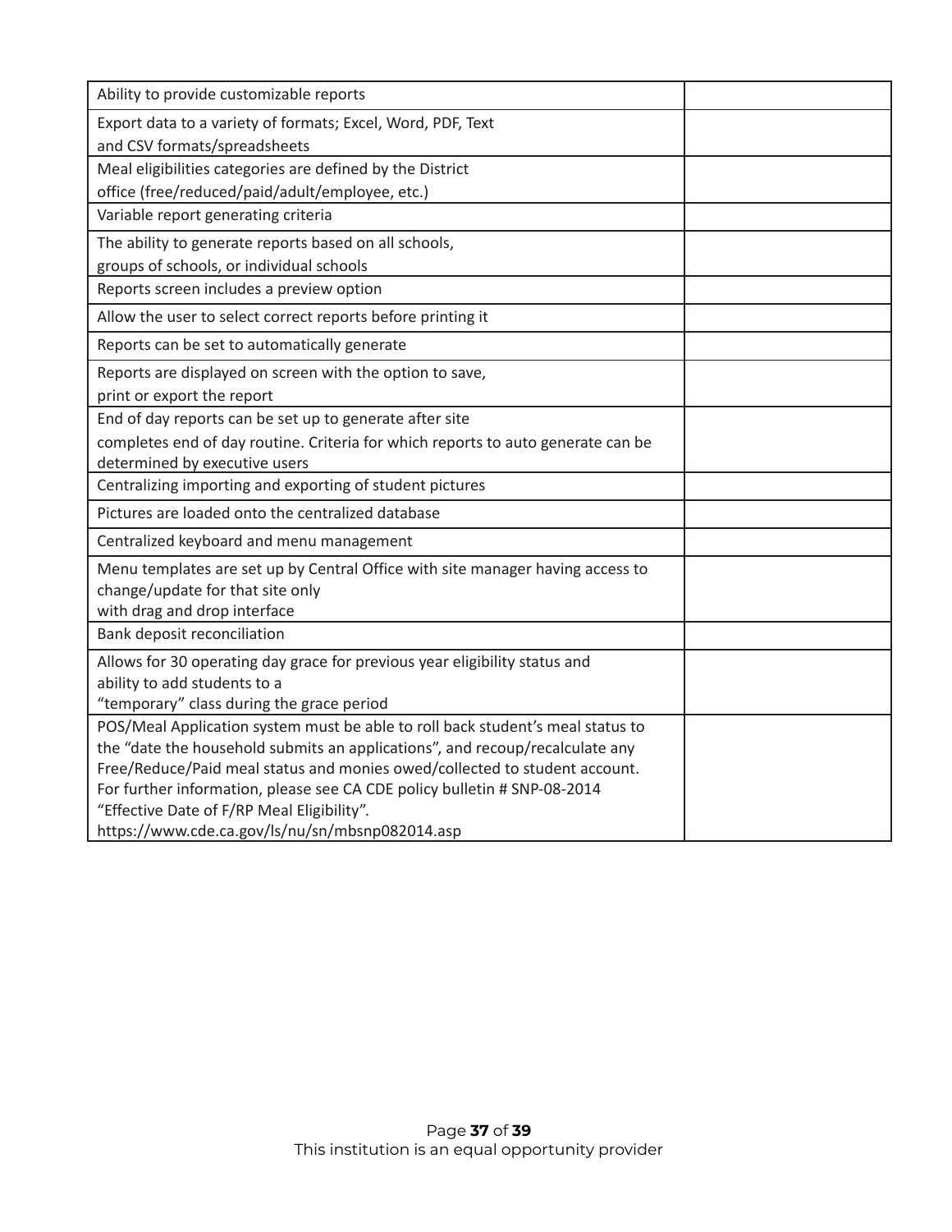| Ability to provide customizable reports | |
|---|---|
| Export data to a variety of formats; Excel, Word, PDF, Text and CSV formats/spreadsheets | |
| Meal eligibilities categories are defined by the District office (free/reduced/paid/adult/employee, etc.) | |
| Variable report generating criteria | |
| The ability to generate reports based on all schools, groups of schools, or individual schools | |
| Reports screen includes a preview option | |
| Allow the user to select correct reports before printing it | |
| Reports can be set to automatically generate | |
| Reports are displayed on screen with the option to save, print or export the report | |
| End of day reports can be set up to generate after site completes end of day routine. Criteria for which reports to auto generate can be determined by executive users | |
| Centralizing importing and exporting of student pictures | |
| Pictures are loaded onto the centralized database | |
| Centralized keyboard and menu management | |
| Menu templates are set up by Central Office with site manager having access to change/update for that site only with drag and drop interface | |
| Bank deposit reconciliation | |
| Allows for 30 operating day grace for previous year eligibility status and ability to add students to a "temporary" class during the grace period | |
| POS/Meal Application system must be able to roll back student's meal status to the "date the household submits an applications", and recoup/recalculate any Free/Reduce/Paid meal status and monies owed/collected to student account. For further information, please see CA CDE policy bulletin # SNP-08-2014 "Effective Date of F/RP Meal Eligibility". https://www.cde.ca.gov/ls/nu/sn/mbsnp082014.asp | |

This institution is an equal opportunity provider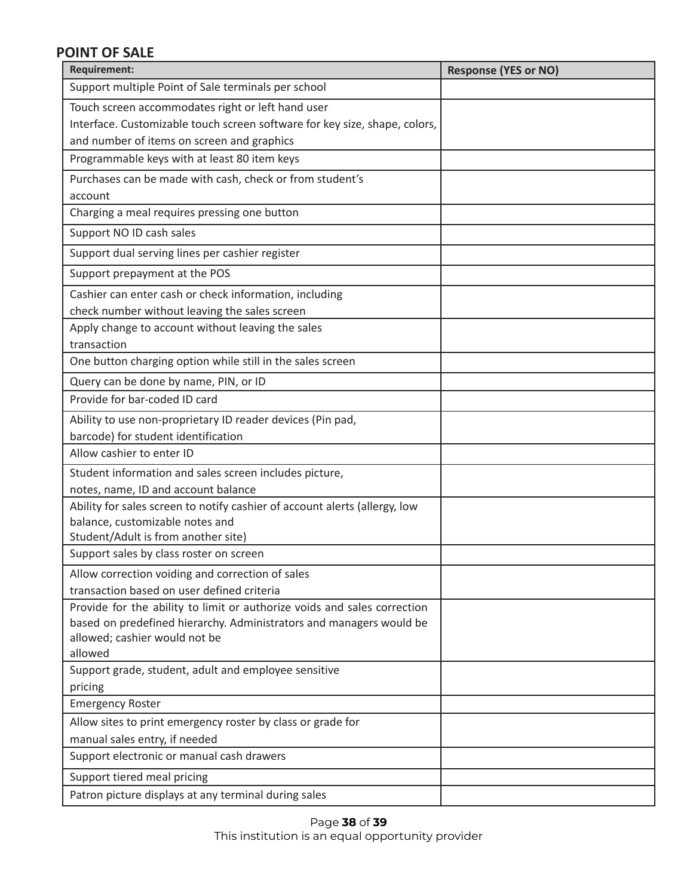## POINT OF SALE

| Requirement: | Response (YES or NO) |
|---|---|
| Support multiple Point of Sale terminals per school | |
| Touch screen accommodates right or left hand user Interface. Customizable touch screen software for key size, shape, colors, and number of items on screen and graphics | |
| Programmable keys with at least 80 item keys | |
| Purchases can be made with cash, check or from student's account | |
| Charging a meal requires pressing one button | |
| Support NO ID cash sales | |
| Support dual serving lines per cashier register | |
| Support prepayment at the POS | |
| Cashier can enter cash or check information, including check number without leaving the sales screen | |
| Apply change to account without leaving the sales transaction | |
| One button charging option while still in the sales screen | |
| Query can be done by name, PIN, or ID | |
| Provide for bar-coded ID card | |
| Ability to use non-proprietary ID reader devices (Pin pad, barcode) for student identification | |
| Allow cashier to enter ID | |
| Student information and sales screen includes picture, notes, name, ID and account balance | |
| Ability for sales screen to notify cashier of account alerts (allergy, low balance, customizable notes and Student/Adult is from another site) | |
| Support sales by class roster on screen | |
| Allow correction voiding and correction of sales transaction based on user defined criteria | |
| Provide for the ability to limit or authorize voids and sales correction based on predefined hierarchy. Administrators and managers would be allowed; cashier would not be allowed | |
| Support grade, student, adult and employee sensitive pricing | |
| Emergency Roster | |
| Allow sites to print emergency roster by class or grade for manual sales entry, if needed | |
| Support electronic or manual cash drawers | |
| Support tiered meal pricing | |
| Patron picture displays at any terminal during sales | |

This institution is an equal opportunity provider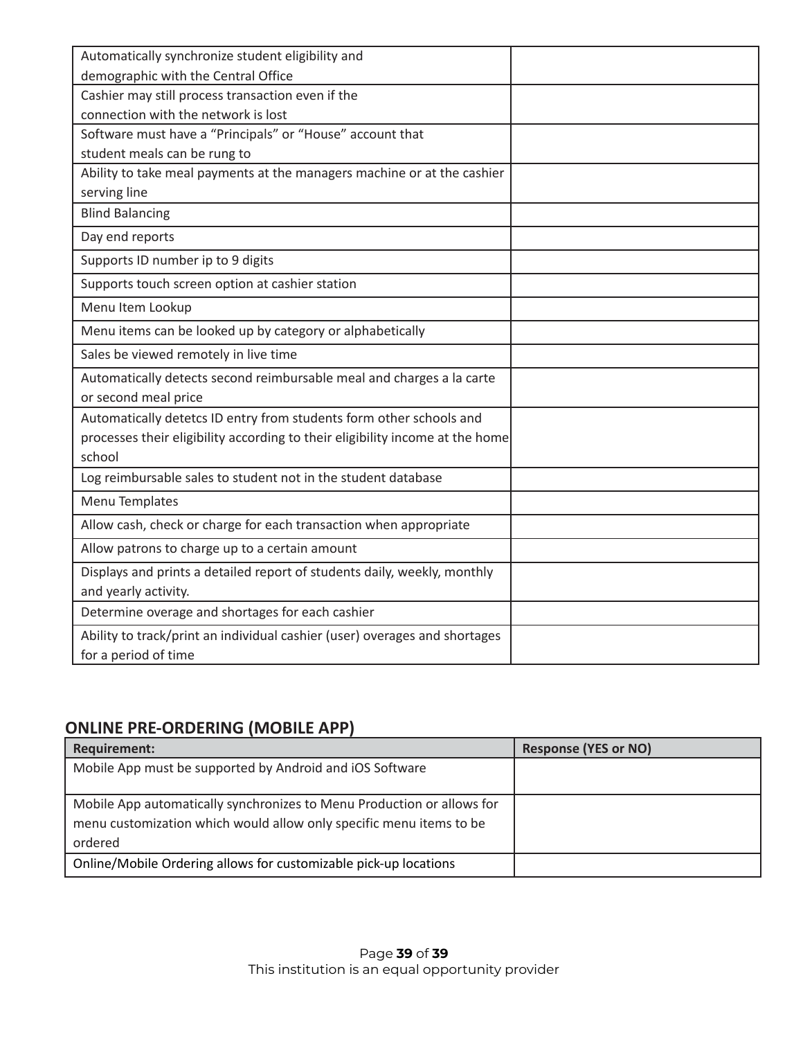| | |
|---|---|
| Automatically synchronize student eligibility and demographic with the Central Office | |
| Cashier may still process transaction even if the connection with the network is lost | |
| Software must have a “Principals” or “House” account that student meals can be rung to | |
| Ability to take meal payments at the managers machine or at the cashier serving line | |
| Blind Balancing | |
| Day end reports | |
| Supports ID number ip to 9 digits | |
| Supports touch screen option at cashier station | |
| Menu Item Lookup | |
| Menu items can be looked up by category or alphabetically | |
| Sales be viewed remotely in live time | |
| Automatically detects second reimbursable meal and charges a la carte or second meal price | |
| Automatically detetcs ID entry from students form other schools and processes their eligibility according to their eligibility income at the home school | |
| Log reimbursable sales to student not in the student database | |
| Menu Templates | |
| Allow cash, check or charge for each transaction when appropriate | |
| Allow patrons to charge up to a certain amount | |
| Displays and prints a detailed report of students daily, weekly, monthly and yearly activity. | |
| Determine overage and shortages for each cashier | |
| Ability to track/print an individual cashier (user) overages and shortages for a period of time | |

## ONLINE PRE-ORDERING (MOBILE APP)

| Requirement: | Response (YES or NO) |
|---|---|
| Mobile App must be supported by Android and iOS Software | |
| Mobile App automatically synchronizes to Menu Production or allows for menu customization which would allow only specific menu items to be ordered | |
| Online/Mobile Ordering allows for customizable pick-up locations | |

This institution is an equal opportunity provider